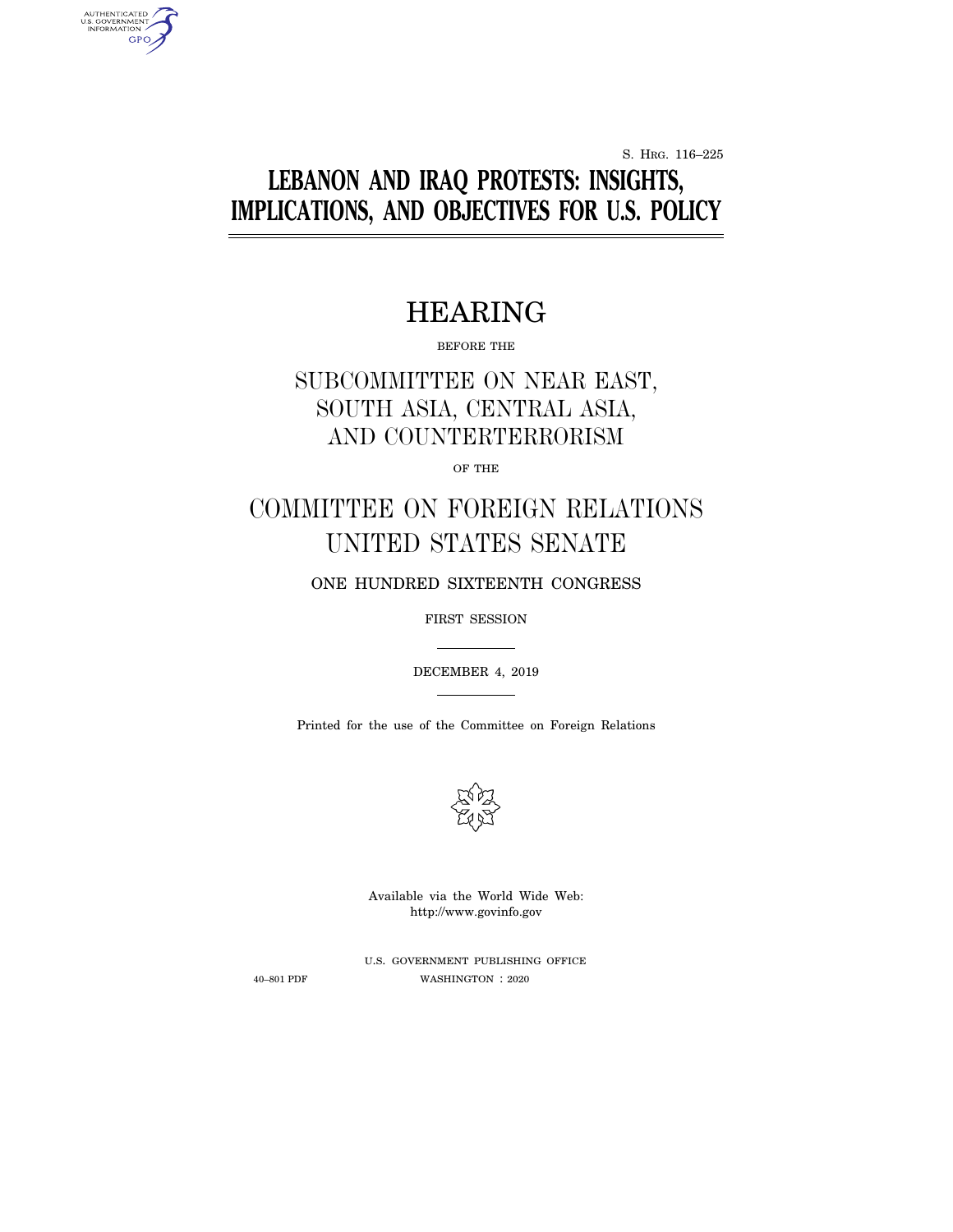S. HRG. 116–225

# LEBANON AND IRAQ PROTESTS: INSIGHTS, IMPLICATIONS, AND OBJECTIVES FOR U.S. POLICY

## HEARING

BEFORE THE

## SUBCOMMITTEE ON NEAR EAST, SOUTH ASIA, CENTRAL ASIA, AND COUNTERTERRORISM

OF THE

## COMMITTEE ON FOREIGN RELATIONS UNITED STATES SENATE

ONE HUNDRED SIXTEENTH CONGRESS

FIRST SESSION

DECEMBER 4, 2019

Printed for the use of the Committee on Foreign Relations

Available via the World Wide Web: http://www.govinfo.gov

U.S. GOVERNMENT PUBLISHING OFFICE

40–801 PDF WASHINGTON : 2020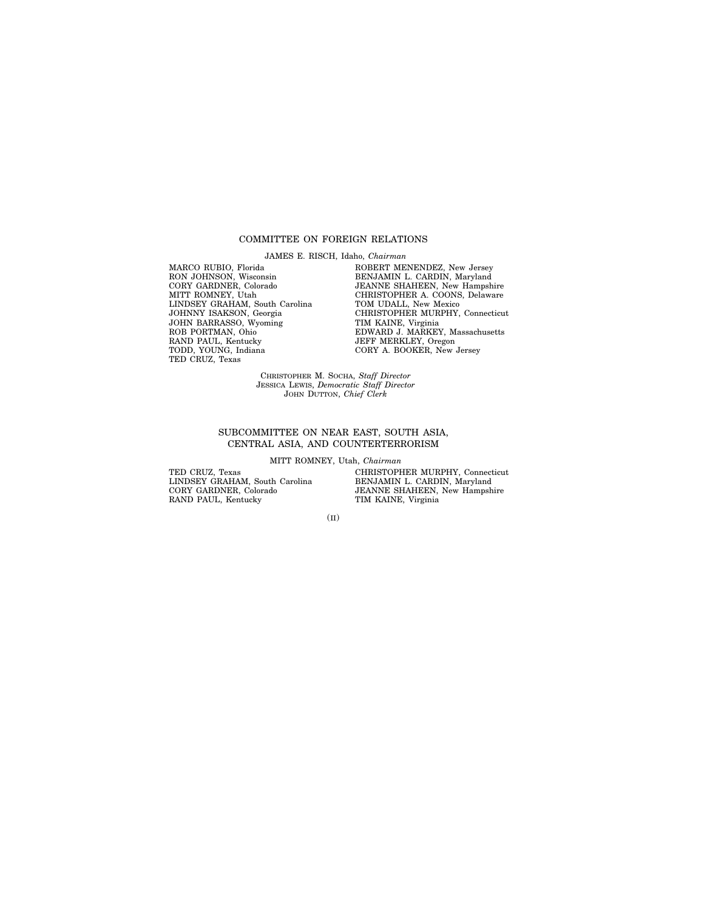## COMMITTEE ON FOREIGN RELATIONS

JAMES E. RISCH, Idaho, *Chairman*

MARCO RUBIO, Florida
RON JOHNSON, Wisconsin
CORY GARDNER, Colorado
MITT ROMNEY, Utah
LINDSEY GRAHAM, South Carolina
JOHNNY ISAKSON, Georgia
JOHN BARRASSO, Wyoming
ROB PORTMAN, Ohio
RAND PAUL, Kentucky
TODD, YOUNG, Indiana
TED CRUZ, Texas

ROBERT MENENDEZ, New Jersey
BENJAMIN L. CARDIN, Maryland
JEANNE SHAHEEN, New Hampshire
CHRISTOPHER A. COONS, Delaware
TOM UDALL, New Mexico
CHRISTOPHER MURPHY, Connecticut
TIM KAINE, Virginia
EDWARD J. MARKEY, Massachusetts
JEFF MERKLEY, Oregon
CORY A. BOOKER, New Jersey

CHRISTOPHER M. SOCHA, *Staff Director*
JESSICA LEWIS, *Democratic Staff Director*
JOHN DUTTON, *Chief Clerk*

## SUBCOMMITTEE ON NEAR EAST, SOUTH ASIA, CENTRAL ASIA, AND COUNTERTERRORISM

MITT ROMNEY, Utah, *Chairman*

TED CRUZ, Texas
LINDSEY GRAHAM, South Carolina
CORY GARDNER, Colorado
RAND PAUL, Kentucky

CHRISTOPHER MURPHY, Connecticut
BENJAMIN L. CARDIN, Maryland
JEANNE SHAHEEN, New Hampshire
TIM KAINE, Virginia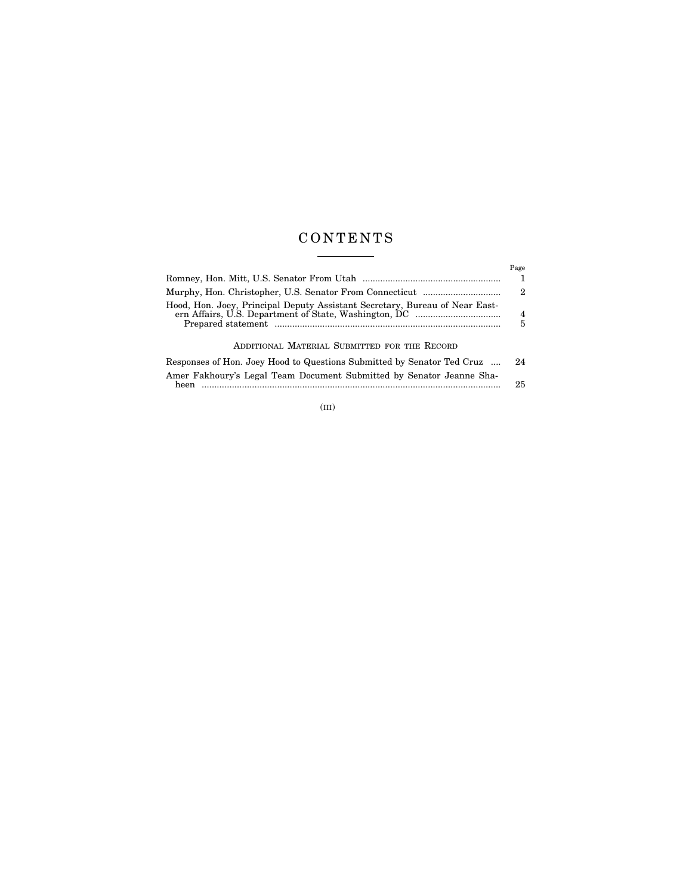# CONTENTS

| | Page |
|---|---|
| Romney, Hon. Mitt, U.S. Senator From Utah | 1 |
| Murphy, Hon. Christopher, U.S. Senator From Connecticut | 2 |
| Hood, Hon. Joey, Principal Deputy Assistant Secretary, Bureau of Near Eastern Affairs, U.S. Department of State, Washington, DC | 4 |
| Prepared statement | 5 |

## ADDITIONAL MATERIAL SUBMITTED FOR THE RECORD

| | |
|---|---|
| Responses of Hon. Joey Hood to Questions Submitted by Senator Ted Cruz | 24 |
| Amer Fakhoury's Legal Team Document Submitted by Senator Jeanne Shaheen | 25 |

(III)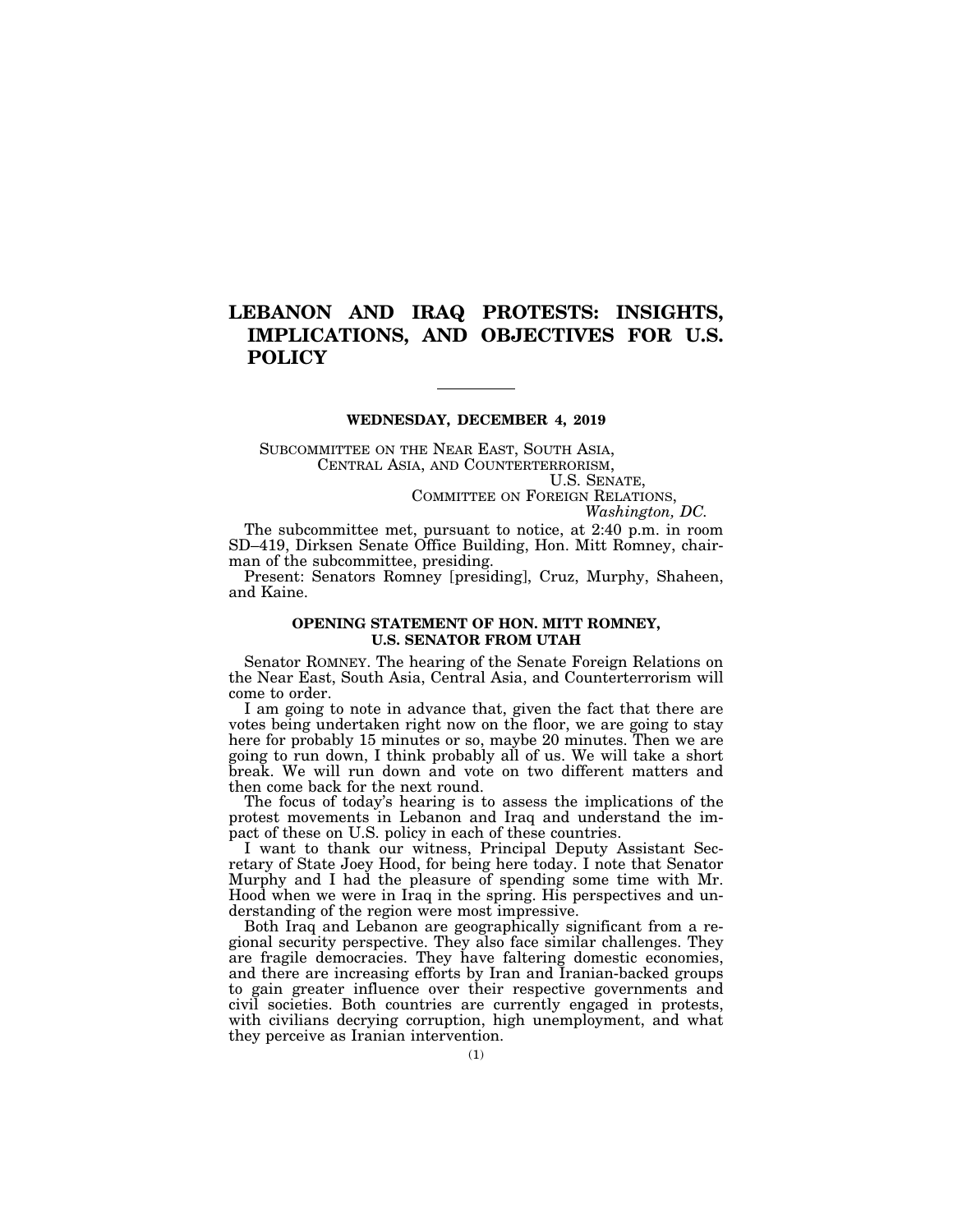# LEBANON AND IRAQ PROTESTS: INSIGHTS, IMPLICATIONS, AND OBJECTIVES FOR U.S. POLICY

---

**WEDNESDAY, DECEMBER 4, 2019**

SUBCOMMITTEE ON THE NEAR EAST, SOUTH ASIA,
CENTRAL ASIA, AND COUNTERTERRORISM,
U.S. SENATE,
COMMITTEE ON FOREIGN RELATIONS,
*Washington, DC.*

The subcommittee met, pursuant to notice, at 2:40 p.m. in room SD–419, Dirksen Senate Office Building, Hon. Mitt Romney, chairman of the subcommittee, presiding.

Present: Senators Romney [presiding], Cruz, Murphy, Shaheen, and Kaine.

## OPENING STATEMENT OF HON. MITT ROMNEY, U.S. SENATOR FROM UTAH

Senator ROMNEY. The hearing of the Senate Foreign Relations on the Near East, South Asia, Central Asia, and Counterterrorism will come to order.

I am going to note in advance that, given the fact that there are votes being undertaken right now on the floor, we are going to stay here for probably 15 minutes or so, maybe 20 minutes. Then we are going to run down, I think probably all of us. We will take a short break. We will run down and vote on two different matters and then come back for the next round.

The focus of today's hearing is to assess the implications of the protest movements in Lebanon and Iraq and understand the impact of these on U.S. policy in each of these countries.

I want to thank our witness, Principal Deputy Assistant Secretary of State Joey Hood, for being here today. I note that Senator Murphy and I had the pleasure of spending some time with Mr. Hood when we were in Iraq in the spring. His perspectives and understanding of the region were most impressive.

Both Iraq and Lebanon are geographically significant from a regional security perspective. They also face similar challenges. They are fragile democracies. They have faltering domestic economies, and there are increasing efforts by Iran and Iranian-backed groups to gain greater influence over their respective governments and civil societies. Both countries are currently engaged in protests, with civilians decrying corruption, high unemployment, and what they perceive as Iranian intervention.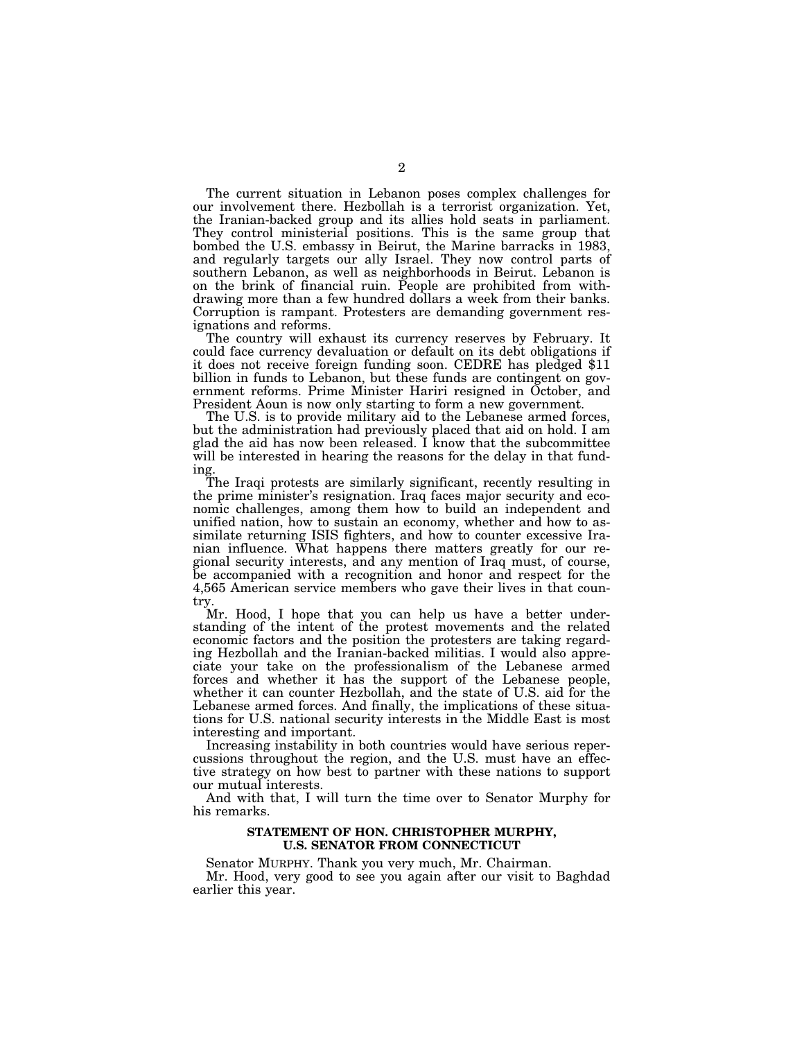The current situation in Lebanon poses complex challenges for our involvement there. Hezbollah is a terrorist organization. Yet, the Iranian-backed group and its allies hold seats in parliament. They control ministerial positions. This is the same group that bombed the U.S. embassy in Beirut, the Marine barracks in 1983, and regularly targets our ally Israel. They now control parts of southern Lebanon, as well as neighborhoods in Beirut. Lebanon is on the brink of financial ruin. People are prohibited from withdrawing more than a few hundred dollars a week from their banks. Corruption is rampant. Protesters are demanding government resignations and reforms.

The country will exhaust its currency reserves by February. It could face currency devaluation or default on its debt obligations if it does not receive foreign funding soon. CEDRE has pledged $11 billion in funds to Lebanon, but these funds are contingent on government reforms. Prime Minister Hariri resigned in October, and President Aoun is now only starting to form a new government.

The U.S. is to provide military aid to the Lebanese armed forces, but the administration had previously placed that aid on hold. I am glad the aid has now been released. I know that the subcommittee will be interested in hearing the reasons for the delay in that funding.

The Iraqi protests are similarly significant, recently resulting in the prime minister's resignation. Iraq faces major security and economic challenges, among them how to build an independent and unified nation, how to sustain an economy, whether and how to assimilate returning ISIS fighters, and how to counter excessive Iranian influence. What happens there matters greatly for our regional security interests, and any mention of Iraq must, of course, be accompanied with a recognition and honor and respect for the 4,565 American service members who gave their lives in that country.

Mr. Hood, I hope that you can help us have a better understanding of the intent of the protest movements and the related economic factors and the position the protesters are taking regarding Hezbollah and the Iranian-backed militias. I would also appreciate your take on the professionalism of the Lebanese armed forces and whether it has the support of the Lebanese people, whether it can counter Hezbollah, and the state of U.S. aid for the Lebanese armed forces. And finally, the implications of these situations for U.S. national security interests in the Middle East is most interesting and important.

Increasing instability in both countries would have serious repercussions throughout the region, and the U.S. must have an effective strategy on how best to partner with these nations to support our mutual interests.

And with that, I will turn the time over to Senator Murphy for his remarks.

## STATEMENT OF HON. CHRISTOPHER MURPHY, U.S. SENATOR FROM CONNECTICUT

Senator MURPHY. Thank you very much, Mr. Chairman.

Mr. Hood, very good to see you again after our visit to Baghdad earlier this year.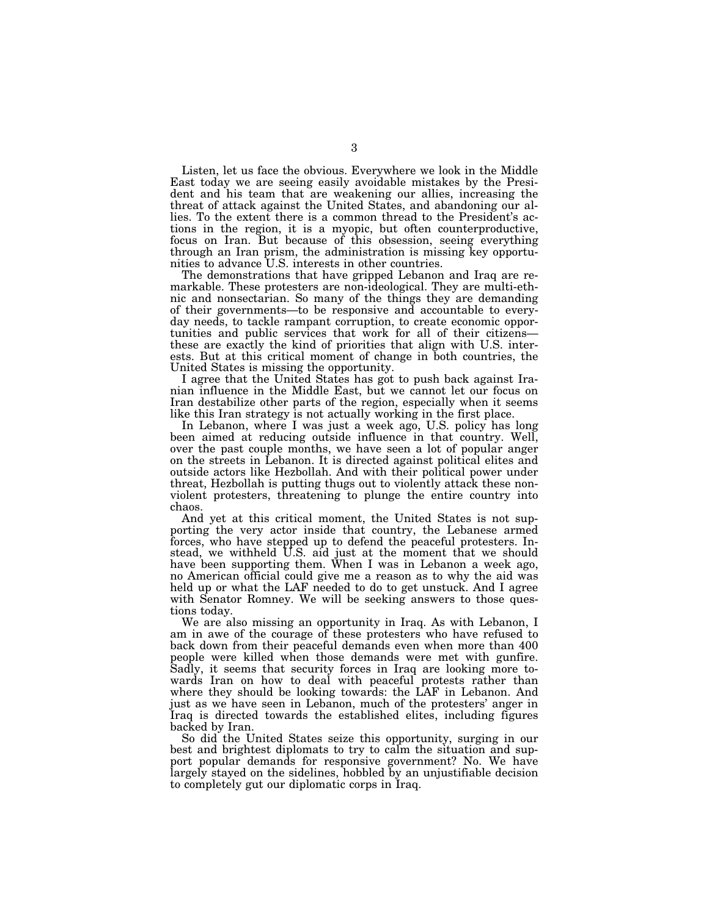Listen, let us face the obvious. Everywhere we look in the Middle East today we are seeing easily avoidable mistakes by the President and his team that are weakening our allies, increasing the threat of attack against the United States, and abandoning our allies. To the extent there is a common thread to the President's actions in the region, it is a myopic, but often counterproductive, focus on Iran. But because of this obsession, seeing everything through an Iran prism, the administration is missing key opportunities to advance U.S. interests in other countries.

The demonstrations that have gripped Lebanon and Iraq are remarkable. These protesters are non-ideological. They are multi-ethnic and nonsectarian. So many of the things they are demanding of their governments—to be responsive and accountable to everyday needs, to tackle rampant corruption, to create economic opportunities and public services that work for all of their citizens—these are exactly the kind of priorities that align with U.S. interests. But at this critical moment of change in both countries, the United States is missing the opportunity.

I agree that the United States has got to push back against Iranian influence in the Middle East, but we cannot let our focus on Iran destabilize other parts of the region, especially when it seems like this Iran strategy is not actually working in the first place.

In Lebanon, where I was just a week ago, U.S. policy has long been aimed at reducing outside influence in that country. Well, over the past couple months, we have seen a lot of popular anger on the streets in Lebanon. It is directed against political elites and outside actors like Hezbollah. And with their political power under threat, Hezbollah is putting thugs out to violently attack these nonviolent protesters, threatening to plunge the entire country into chaos.

And yet at this critical moment, the United States is not supporting the very actor inside that country, the Lebanese armed forces, who have stepped up to defend the peaceful protesters. Instead, we withheld U.S. aid just at the moment that we should have been supporting them. When I was in Lebanon a week ago, no American official could give me a reason as to why the aid was held up or what the LAF needed to do to get unstuck. And I agree with Senator Romney. We will be seeking answers to those questions today.

We are also missing an opportunity in Iraq. As with Lebanon, I am in awe of the courage of these protesters who have refused to back down from their peaceful demands even when more than 400 people were killed when those demands were met with gunfire. Sadly, it seems that security forces in Iraq are looking more towards Iran on how to deal with peaceful protests rather than where they should be looking towards: the LAF in Lebanon. And just as we have seen in Lebanon, much of the protesters' anger in Iraq is directed towards the established elites, including figures backed by Iran.

So did the United States seize this opportunity, surging in our best and brightest diplomats to try to calm the situation and support popular demands for responsive government? No. We have largely stayed on the sidelines, hobbled by an unjustifiable decision to completely gut our diplomatic corps in Iraq.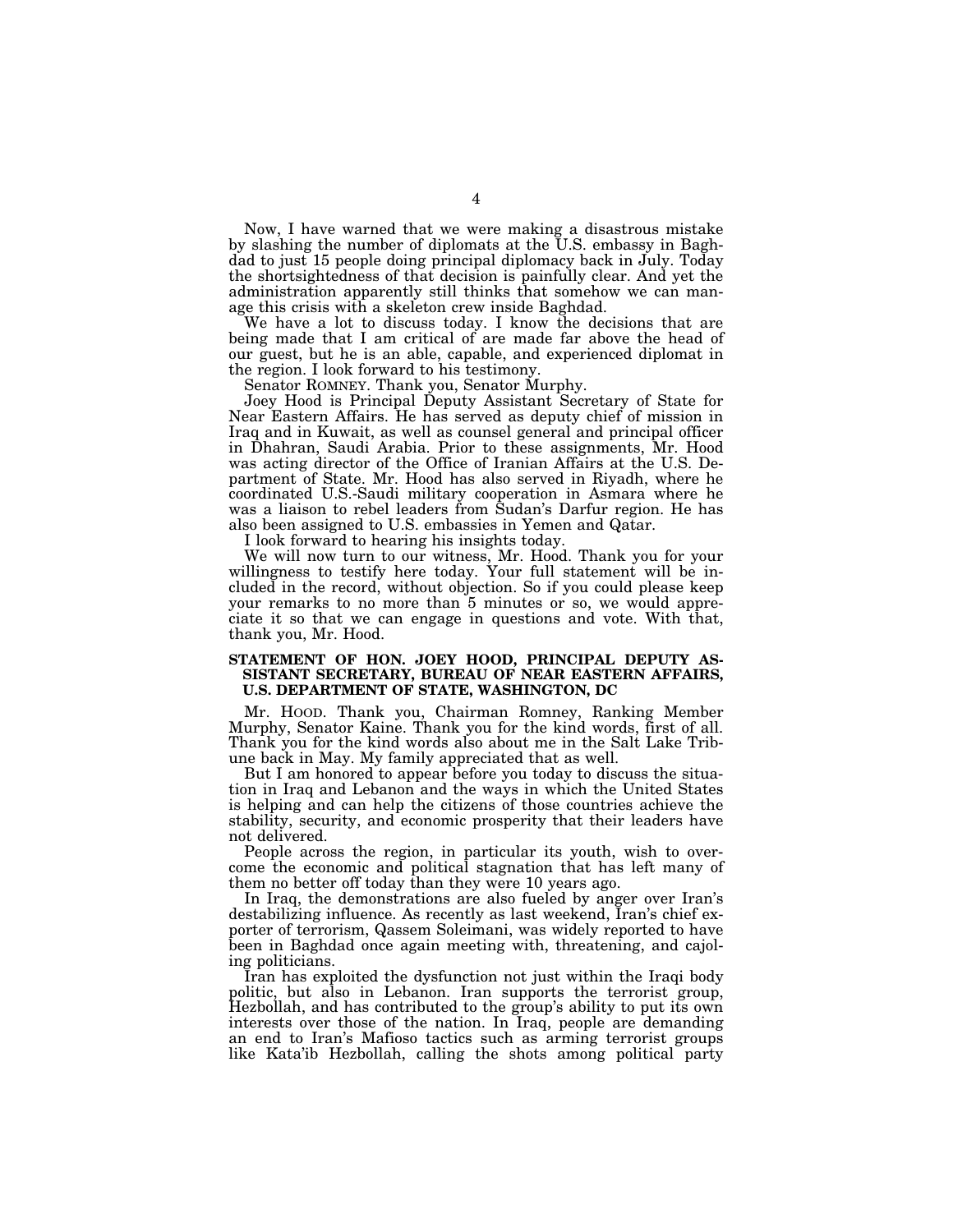Now, I have warned that we were making a disastrous mistake by slashing the number of diplomats at the U.S. embassy in Baghdad to just 15 people doing principal diplomacy back in July. Today the shortsightedness of that decision is painfully clear. And yet the administration apparently still thinks that somehow we can manage this crisis with a skeleton crew inside Baghdad.

We have a lot to discuss today. I know the decisions that are being made that I am critical of are made far above the head of our guest, but he is an able, capable, and experienced diplomat in the region. I look forward to his testimony.

Senator ROMNEY. Thank you, Senator Murphy.

Joey Hood is Principal Deputy Assistant Secretary of State for Near Eastern Affairs. He has served as deputy chief of mission in Iraq and in Kuwait, as well as counsel general and principal officer in Dhahran, Saudi Arabia. Prior to these assignments, Mr. Hood was acting director of the Office of Iranian Affairs at the U.S. Department of State. Mr. Hood has also served in Riyadh, where he coordinated U.S.-Saudi military cooperation in Asmara where he was a liaison to rebel leaders from Sudan's Darfur region. He has also been assigned to U.S. embassies in Yemen and Qatar.

I look forward to hearing his insights today.

We will now turn to our witness, Mr. Hood. Thank you for your willingness to testify here today. Your full statement will be included in the record, without objection. So if you could please keep your remarks to no more than 5 minutes or so, we would appreciate it so that we can engage in questions and vote. With that, thank you, Mr. Hood.

**STATEMENT OF HON. JOEY HOOD, PRINCIPAL DEPUTY ASSISTANT SECRETARY, BUREAU OF NEAR EASTERN AFFAIRS, U.S. DEPARTMENT OF STATE, WASHINGTON, DC**

Mr. HOOD. Thank you, Chairman Romney, Ranking Member Murphy, Senator Kaine. Thank you for the kind words, first of all. Thank you for the kind words also about me in the Salt Lake Tribune back in May. My family appreciated that as well.

But I am honored to appear before you today to discuss the situation in Iraq and Lebanon and the ways in which the United States is helping and can help the citizens of those countries achieve the stability, security, and economic prosperity that their leaders have not delivered.

People across the region, in particular its youth, wish to overcome the economic and political stagnation that has left many of them no better off today than they were 10 years ago.

In Iraq, the demonstrations are also fueled by anger over Iran's destabilizing influence. As recently as last weekend, Iran's chief exporter of terrorism, Qassem Soleimani, was widely reported to have been in Baghdad once again meeting with, threatening, and cajoling politicians.

Iran has exploited the dysfunction not just within the Iraqi body politic, but also in Lebanon. Iran supports the terrorist group, Hezbollah, and has contributed to the group's ability to put its own interests over those of the nation. In Iraq, people are demanding an end to Iran's Mafioso tactics such as arming terrorist groups like Kata'ib Hezbollah, calling the shots among political party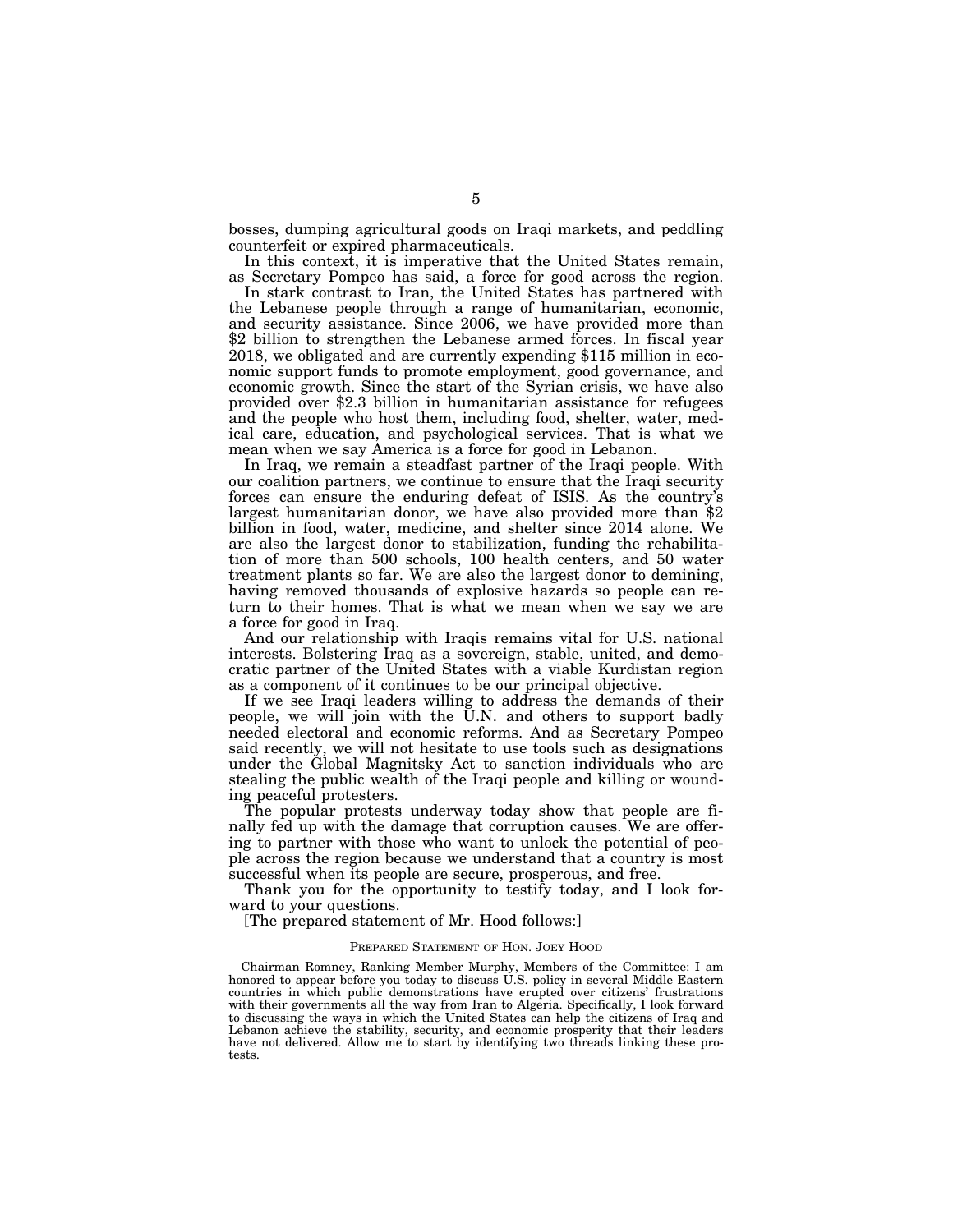bosses, dumping agricultural goods on Iraqi markets, and peddling counterfeit or expired pharmaceuticals.

In this context, it is imperative that the United States remain, as Secretary Pompeo has said, a force for good across the region.

In stark contrast to Iran, the United States has partnered with the Lebanese people through a range of humanitarian, economic, and security assistance. Since 2006, we have provided more than $2 billion to strengthen the Lebanese armed forces. In fiscal year 2018, we obligated and are currently expending $115 million in economic support funds to promote employment, good governance, and economic growth. Since the start of the Syrian crisis, we have also provided over $2.3 billion in humanitarian assistance for refugees and the people who host them, including food, shelter, water, medical care, education, and psychological services. That is what we mean when we say America is a force for good in Lebanon.

In Iraq, we remain a steadfast partner of the Iraqi people. With our coalition partners, we continue to ensure that the Iraqi security forces can ensure the enduring defeat of ISIS. As the country's largest humanitarian donor, we have also provided more than $2 billion in food, water, medicine, and shelter since 2014 alone. We are also the largest donor to stabilization, funding the rehabilitation of more than 500 schools, 100 health centers, and 50 water treatment plants so far. We are also the largest donor to demining, having removed thousands of explosive hazards so people can return to their homes. That is what we mean when we say we are a force for good in Iraq.

And our relationship with Iraqis remains vital for U.S. national interests. Bolstering Iraq as a sovereign, stable, united, and democratic partner of the United States with a viable Kurdistan region as a component of it continues to be our principal objective.

If we see Iraqi leaders willing to address the demands of their people, we will join with the U.N. and others to support badly needed electoral and economic reforms. And as Secretary Pompeo said recently, we will not hesitate to use tools such as designations under the Global Magnitsky Act to sanction individuals who are stealing the public wealth of the Iraqi people and killing or wounding peaceful protesters.

The popular protests underway today show that people are finally fed up with the damage that corruption causes. We are offering to partner with those who want to unlock the potential of people across the region because we understand that a country is most successful when its people are secure, prosperous, and free.

Thank you for the opportunity to testify today, and I look forward to your questions.

[The prepared statement of Mr. Hood follows:]

PREPARED STATEMENT OF HON. JOEY HOOD

Chairman Romney, Ranking Member Murphy, Members of the Committee: I am honored to appear before you today to discuss U.S. policy in several Middle Eastern countries in which public demonstrations have erupted over citizens' frustrations with their governments all the way from Iran to Algeria. Specifically, I look forward to discussing the ways in which the United States can help the citizens of Iraq and Lebanon achieve the stability, security, and economic prosperity that their leaders have not delivered. Allow me to start by identifying two threads linking these protests.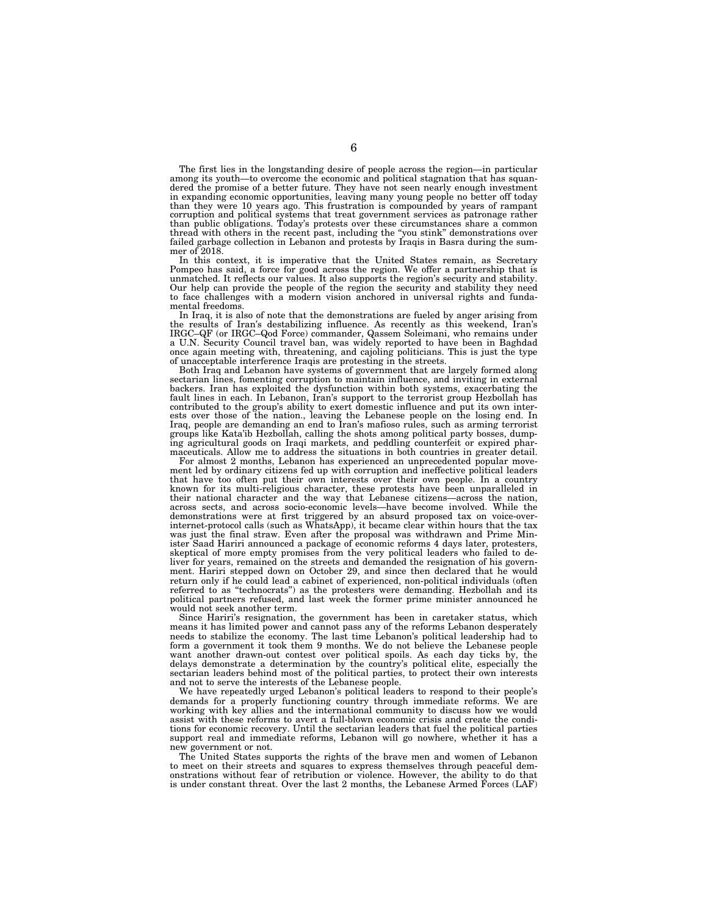The first lies in the longstanding desire of people across the region—in particular among its youth—to overcome the economic and political stagnation that has squandered the promise of a better future. They have not seen nearly enough investment in expanding economic opportunities, leaving many young people no better off today than they were 10 years ago. This frustration is compounded by years of rampant corruption and political systems that treat government services as patronage rather than public obligations. Today's protests over these circumstances share a common thread with others in the recent past, including the "you stink" demonstrations over failed garbage collection in Lebanon and protests by Iraqis in Basra during the summer of 2018.

In this context, it is imperative that the United States remain, as Secretary Pompeo has said, a force for good across the region. We offer a partnership that is unmatched. It reflects our values. It also supports the region's security and stability. Our help can provide the people of the region the security and stability they need to face challenges with a modern vision anchored in universal rights and fundamental freedoms.

In Iraq, it is also of note that the demonstrations are fueled by anger arising from the results of Iran's destabilizing influence. As recently as this weekend, Iran's IRGC–QF (or IRGC–Qod Force) commander, Qassem Soleimani, who remains under a U.N. Security Council travel ban, was widely reported to have been in Baghdad once again meeting with, threatening, and cajoling politicians. This is just the type of unacceptable interference Iraqis are protesting in the streets.

Both Iraq and Lebanon have systems of government that are largely formed along sectarian lines, fomenting corruption to maintain influence, and inviting in external backers. Iran has exploited the dysfunction within both systems, exacerbating the fault lines in each. In Lebanon, Iran's support to the terrorist group Hezbollah has contributed to the group's ability to exert domestic influence and put its own interests over those of the nation., leaving the Lebanese people on the losing end. In Iraq, people are demanding an end to Iran's mafioso rules, such as arming terrorist groups like Kata'ib Hezbollah, calling the shots among political party bosses, dumping agricultural goods on Iraqi markets, and peddling counterfeit or expired pharmaceuticals. Allow me to address the situations in both countries in greater detail.

For almost 2 months, Lebanon has experienced an unprecedented popular movement led by ordinary citizens fed up with corruption and ineffective political leaders that have too often put their own interests over their own people. In a country known for its multi-religious character, these protests have been unparalleled in their national character and the way that Lebanese citizens—across the nation, across sects, and across socio-economic levels—have become involved. While the demonstrations were at first triggered by an absurd proposed tax on voice-over-internet-protocol calls (such as WhatsApp), it became clear within hours that the tax was just the final straw. Even after the proposal was withdrawn and Prime Minister Saad Hariri announced a package of economic reforms 4 days later, protesters, skeptical of more empty promises from the very political leaders who failed to deliver for years, remained on the streets and demanded the resignation of his government. Hariri stepped down on October 29, and since then declared that he would return only if he could lead a cabinet of experienced, non-political individuals (often referred to as "technocrats") as the protesters were demanding. Hezbollah and its political partners refused, and last week the former prime minister announced he would not seek another term.

Since Hariri's resignation, the government has been in caretaker status, which means it has limited power and cannot pass any of the reforms Lebanon desperately needs to stabilize the economy. The last time Lebanon's political leadership had to form a government it took them 9 months. We do not believe the Lebanese people want another drawn-out contest over political spoils. As each day ticks by, the delays demonstrate a determination by the country's political elite, especially the sectarian leaders behind most of the political parties, to protect their own interests and not to serve the interests of the Lebanese people.

We have repeatedly urged Lebanon's political leaders to respond to their people's demands for a properly functioning country through immediate reforms. We are working with key allies and the international community to discuss how we would assist with these reforms to avert a full-blown economic crisis and create the conditions for economic recovery. Until the sectarian leaders that fuel the political parties support real and immediate reforms, Lebanon will go nowhere, whether it has a new government or not.

The United States supports the rights of the brave men and women of Lebanon to meet on their streets and squares to express themselves through peaceful demonstrations without fear of retribution or violence. However, the ability to do that is under constant threat. Over the last 2 months, the Lebanese Armed Forces (LAF)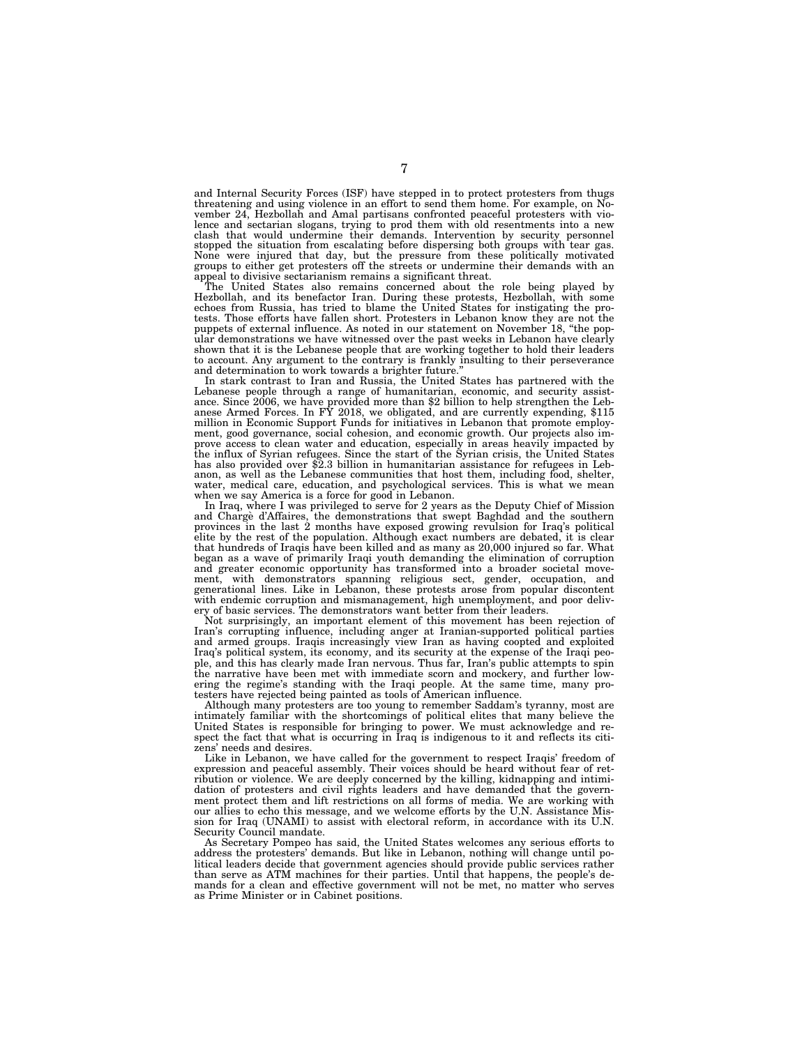and Internal Security Forces (ISF) have stepped in to protect protesters from thugs threatening and using violence in an effort to send them home. For example, on November 24, Hezbollah and Amal partisans confronted peaceful protesters with violence and sectarian slogans, trying to prod them with old resentments into a new clash that would undermine their demands. Intervention by security personnel stopped the situation from escalating before dispersing both groups with tear gas. None were injured that day, but the pressure from these politically motivated groups to either get protesters off the streets or undermine their demands with an appeal to divisive sectarianism remains a significant threat.

The United States also remains concerned about the role being played by Hezbollah, and its benefactor Iran. During these protests, Hezbollah, with some echoes from Russia, has tried to blame the United States for instigating the protests. Those efforts have fallen short. Protesters in Lebanon know they are not the puppets of external influence. As noted in our statement on November 18, "the popular demonstrations we have witnessed over the past weeks in Lebanon have clearly shown that it is the Lebanese people that are working together to hold their leaders to account. Any argument to the contrary is frankly insulting to their perseverance and determination to work towards a brighter future."

In stark contrast to Iran and Russia, the United States has partnered with the Lebanese people through a range of humanitarian, economic, and security assistance. Since 2006, we have provided more than $2 billion to help strengthen the Lebanese Armed Forces. In FY 2018, we obligated, and are currently expending, $115 million in Economic Support Funds for initiatives in Lebanon that promote employment, good governance, social cohesion, and economic growth. Our projects also improve access to clean water and education, especially in areas heavily impacted by the influx of Syrian refugees. Since the start of the Syrian crisis, the United States has also provided over $2.3 billion in humanitarian assistance for refugees in Lebanon, as well as the Lebanese communities that host them, including food, shelter, water, medical care, education, and psychological services. This is what we mean when we say America is a force for good in Lebanon.

In Iraq, where I was privileged to serve for 2 years as the Deputy Chief of Mission and Chargè d'Affaires, the demonstrations that swept Baghdad and the southern provinces in the last 2 months have exposed growing revulsion for Iraq's political elite by the rest of the population. Although exact numbers are debated, it is clear that hundreds of Iraqis have been killed and as many as 20,000 injured so far. What began as a wave of primarily Iraqi youth demanding the elimination of corruption and greater economic opportunity has transformed into a broader societal movement, with demonstrators spanning religious sect, gender, occupation, and generational lines. Like in Lebanon, these protests arose from popular discontent with endemic corruption and mismanagement, high unemployment, and poor delivery of basic services. The demonstrators want better from their leaders.

Not surprisingly, an important element of this movement has been rejection of Iran's corrupting influence, including anger at Iranian-supported political parties and armed groups. Iraqis increasingly view Iran as having coopted and exploited Iraq's political system, its economy, and its security at the expense of the Iraqi people, and this has clearly made Iran nervous. Thus far, Iran's public attempts to spin the narrative have been met with immediate scorn and mockery, and further lowering the regime's standing with the Iraqi people. At the same time, many protesters have rejected being painted as tools of American influence.

Although many protesters are too young to remember Saddam's tyranny, most are intimately familiar with the shortcomings of political elites that many believe the United States is responsible for bringing to power. We must acknowledge and respect the fact that what is occurring in Iraq is indigenous to it and reflects its citizens' needs and desires.

Like in Lebanon, we have called for the government to respect Iraqis' freedom of expression and peaceful assembly. Their voices should be heard without fear of retribution or violence. We are deeply concerned by the killing, kidnapping and intimidation of protesters and civil rights leaders and have demanded that the government protect them and lift restrictions on all forms of media. We are working with our allies to echo this message, and we welcome efforts by the U.N. Assistance Mission for Iraq (UNAMI) to assist with electoral reform, in accordance with its U.N. Security Council mandate.

As Secretary Pompeo has said, the United States welcomes any serious efforts to address the protesters' demands. But like in Lebanon, nothing will change until political leaders decide that government agencies should provide public services rather than serve as ATM machines for their parties. Until that happens, the people's demands for a clean and effective government will not be met, no matter who serves as Prime Minister or in Cabinet positions.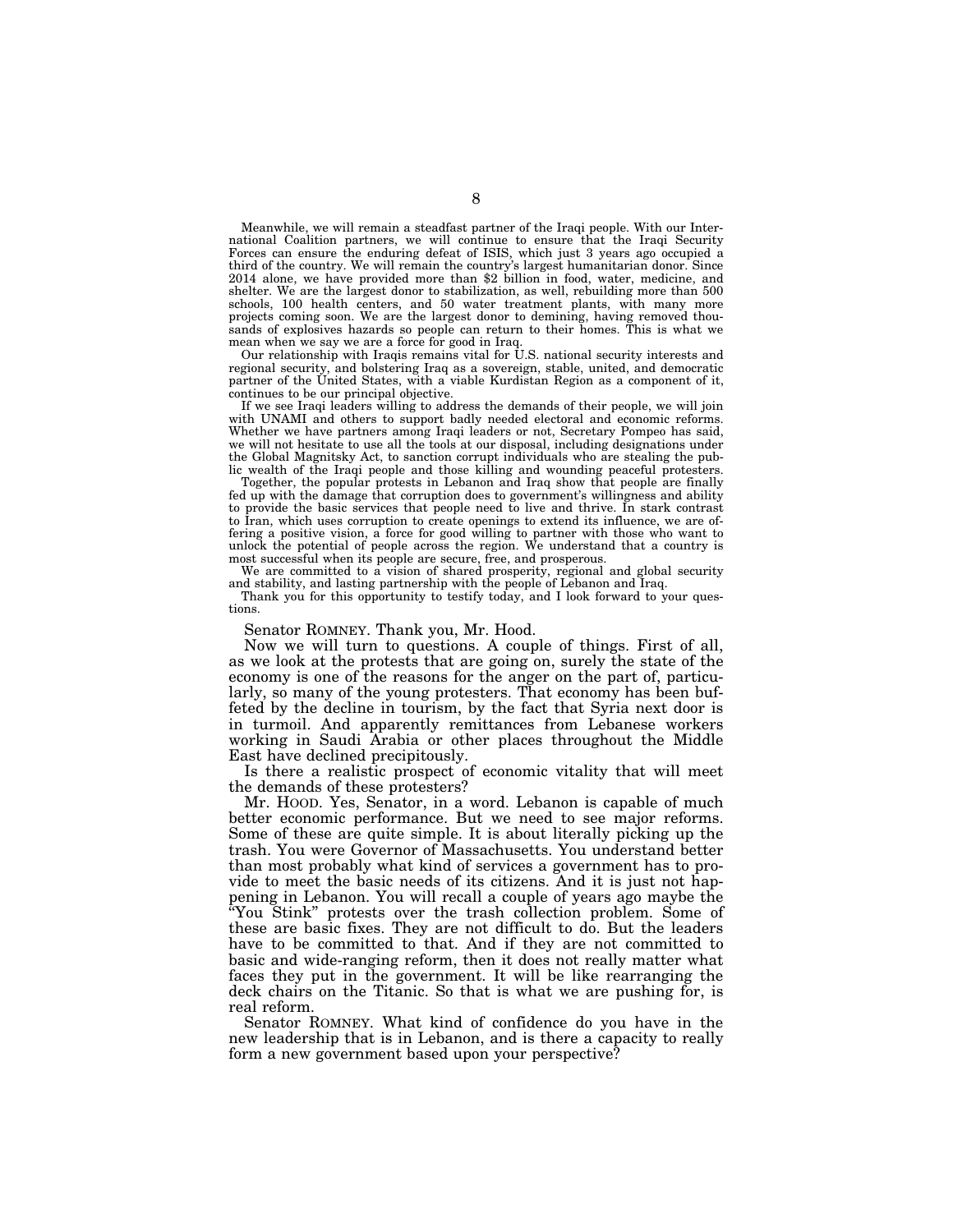Meanwhile, we will remain a steadfast partner of the Iraqi people. With our International Coalition partners, we will continue to ensure that the Iraqi Security Forces can ensure the enduring defeat of ISIS, which just 3 years ago occupied a third of the country. We will remain the country's largest humanitarian donor. Since 2014 alone, we have provided more than $2 billion in food, water, medicine, and shelter. We are the largest donor to stabilization, as well, rebuilding more than 500 schools, 100 health centers, and 50 water treatment plants, with many more projects coming soon. We are the largest donor to demining, having removed thousands of explosives hazards so people can return to their homes. This is what we mean when we say we are a force for good in Iraq.

Our relationship with Iraqis remains vital for U.S. national security interests and regional security, and bolstering Iraq as a sovereign, stable, united, and democratic partner of the United States, with a viable Kurdistan Region as a component of it, continues to be our principal objective.

If we see Iraqi leaders willing to address the demands of their people, we will join with UNAMI and others to support badly needed electoral and economic reforms. Whether we have partners among Iraqi leaders or not, Secretary Pompeo has said, we will not hesitate to use all the tools at our disposal, including designations under the Global Magnitsky Act, to sanction corrupt individuals who are stealing the public wealth of the Iraqi people and those killing and wounding peaceful protesters.

Together, the popular protests in Lebanon and Iraq show that people are finally fed up with the damage that corruption does to government's willingness and ability to provide the basic services that people need to live and thrive. In stark contrast to Iran, which uses corruption to create openings to extend its influence, we are offering a positive vision, a force for good willing to partner with those who want to unlock the potential of people across the region. We understand that a country is most successful when its people are secure, free, and prosperous.

We are committed to a vision of shared prosperity, regional and global security and stability, and lasting partnership with the people of Lebanon and Iraq.

Thank you for this opportunity to testify today, and I look forward to your questions.

Senator ROMNEY. Thank you, Mr. Hood.

Now we will turn to questions. A couple of things. First of all, as we look at the protests that are going on, surely the state of the economy is one of the reasons for the anger on the part of, particularly, so many of the young protesters. That economy has been buffeted by the decline in tourism, by the fact that Syria next door is in turmoil. And apparently remittances from Lebanese workers working in Saudi Arabia or other places throughout the Middle East have declined precipitously.

Is there a realistic prospect of economic vitality that will meet the demands of these protesters?

Mr. HOOD. Yes, Senator, in a word. Lebanon is capable of much better economic performance. But we need to see major reforms. Some of these are quite simple. It is about literally picking up the trash. You were Governor of Massachusetts. You understand better than most probably what kind of services a government has to provide to meet the basic needs of its citizens. And it is just not happening in Lebanon. You will recall a couple of years ago maybe the "You Stink" protests over the trash collection problem. Some of these are basic fixes. They are not difficult to do. But the leaders have to be committed to that. And if they are not committed to basic and wide-ranging reform, then it does not really matter what faces they put in the government. It will be like rearranging the deck chairs on the Titanic. So that is what we are pushing for, is real reform.

Senator ROMNEY. What kind of confidence do you have in the new leadership that is in Lebanon, and is there a capacity to really form a new government based upon your perspective?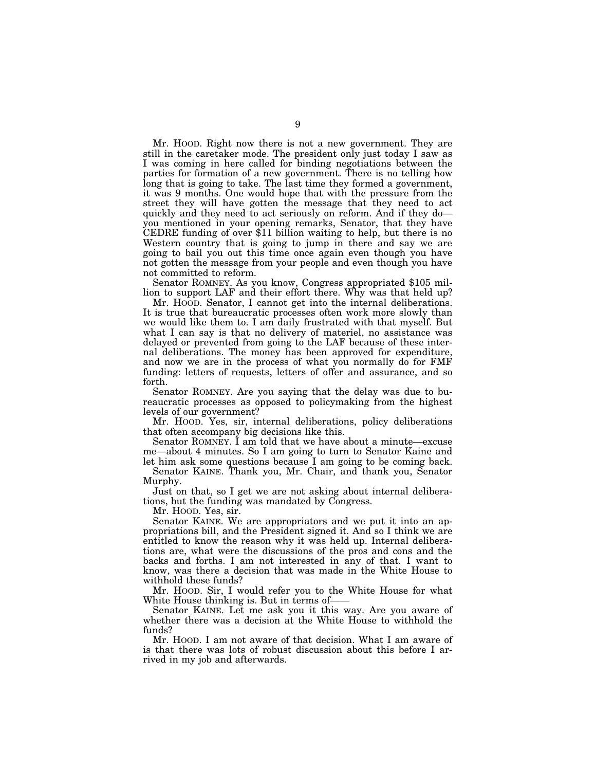Mr. HOOD. Right now there is not a new government. They are still in the caretaker mode. The president only just today I saw as I was coming in here called for binding negotiations between the parties for formation of a new government. There is no telling how long that is going to take. The last time they formed a government, it was 9 months. One would hope that with the pressure from the street they will have gotten the message that they need to act quickly and they need to act seriously on reform. And if they do— you mentioned in your opening remarks, Senator, that they have CEDRE funding of over $11 billion waiting to help, but there is no Western country that is going to jump in there and say we are going to bail you out this time once again even though you have not gotten the message from your people and even though you have not committed to reform.

Senator ROMNEY. As you know, Congress appropriated $105 million to support LAF and their effort there. Why was that held up?

Mr. HOOD. Senator, I cannot get into the internal deliberations. It is true that bureaucratic processes often work more slowly than we would like them to. I am daily frustrated with that myself. But what I can say is that no delivery of materiel, no assistance was delayed or prevented from going to the LAF because of these internal deliberations. The money has been approved for expenditure, and now we are in the process of what you normally do for FMF funding: letters of requests, letters of offer and assurance, and so forth.

Senator ROMNEY. Are you saying that the delay was due to bureaucratic processes as opposed to policymaking from the highest levels of our government?

Mr. HOOD. Yes, sir, internal deliberations, policy deliberations that often accompany big decisions like this.

Senator ROMNEY. I am told that we have about a minute—excuse me—about 4 minutes. So I am going to turn to Senator Kaine and let him ask some questions because I am going to be coming back.

Senator KAINE. Thank you, Mr. Chair, and thank you, Senator Murphy.

Just on that, so I get we are not asking about internal deliberations, but the funding was mandated by Congress.

Mr. HOOD. Yes, sir.

Senator KAINE. We are appropriators and we put it into an appropriations bill, and the President signed it. And so I think we are entitled to know the reason why it was held up. Internal deliberations are, what were the discussions of the pros and cons and the backs and forths. I am not interested in any of that. I want to know, was there a decision that was made in the White House to withhold these funds?

Mr. HOOD. Sir, I would refer you to the White House for what White House thinking is. But in terms of——

Senator KAINE. Let me ask you it this way. Are you aware of whether there was a decision at the White House to withhold the funds?

Mr. HOOD. I am not aware of that decision. What I am aware of is that there was lots of robust discussion about this before I arrived in my job and afterwards.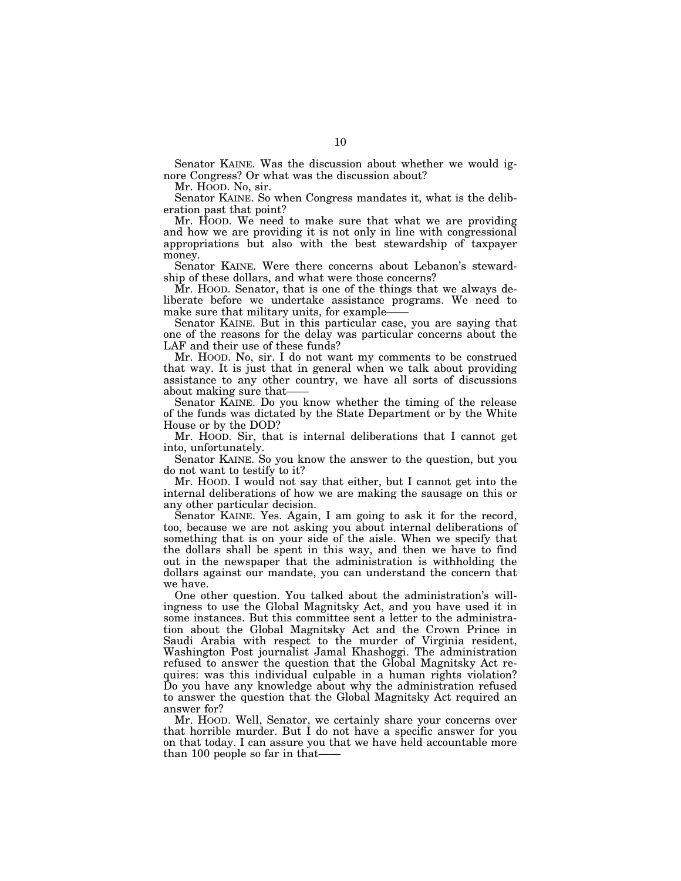Senator KAINE. Was the discussion about whether we would ignore Congress? Or what was the discussion about?

Mr. HOOD. No, sir.

Senator KAINE. So when Congress mandates it, what is the deliberation past that point?

Mr. HOOD. We need to make sure that what we are providing and how we are providing it is not only in line with congressional appropriations but also with the best stewardship of taxpayer money.

Senator KAINE. Were there concerns about Lebanon's stewardship of these dollars, and what were those concerns?

Mr. HOOD. Senator, that is one of the things that we always deliberate before we undertake assistance programs. We need to make sure that military units, for example——

Senator KAINE. But in this particular case, you are saying that one of the reasons for the delay was particular concerns about the LAF and their use of these funds?

Mr. HOOD. No, sir. I do not want my comments to be construed that way. It is just that in general when we talk about providing assistance to any other country, we have all sorts of discussions about making sure that——

Senator KAINE. Do you know whether the timing of the release of the funds was dictated by the State Department or by the White House or by the DOD?

Mr. HOOD. Sir, that is internal deliberations that I cannot get into, unfortunately.

Senator KAINE. So you know the answer to the question, but you do not want to testify to it?

Mr. HOOD. I would not say that either, but I cannot get into the internal deliberations of how we are making the sausage on this or any other particular decision.

Senator KAINE. Yes. Again, I am going to ask it for the record, too, because we are not asking you about internal deliberations of something that is on your side of the aisle. When we specify that the dollars shall be spent in this way, and then we have to find out in the newspaper that the administration is withholding the dollars against our mandate, you can understand the concern that we have.

One other question. You talked about the administration's willingness to use the Global Magnitsky Act, and you have used it in some instances. But this committee sent a letter to the administration about the Global Magnitsky Act and the Crown Prince in Saudi Arabia with respect to the murder of Virginia resident, Washington Post journalist Jamal Khashoggi. The administration refused to answer the question that the Global Magnitsky Act requires: was this individual culpable in a human rights violation? Do you have any knowledge about why the administration refused to answer the question that the Global Magnitsky Act required an answer for?

Mr. HOOD. Well, Senator, we certainly share your concerns over that horrible murder. But I do not have a specific answer for you on that today. I can assure you that we have held accountable more than 100 people so far in that——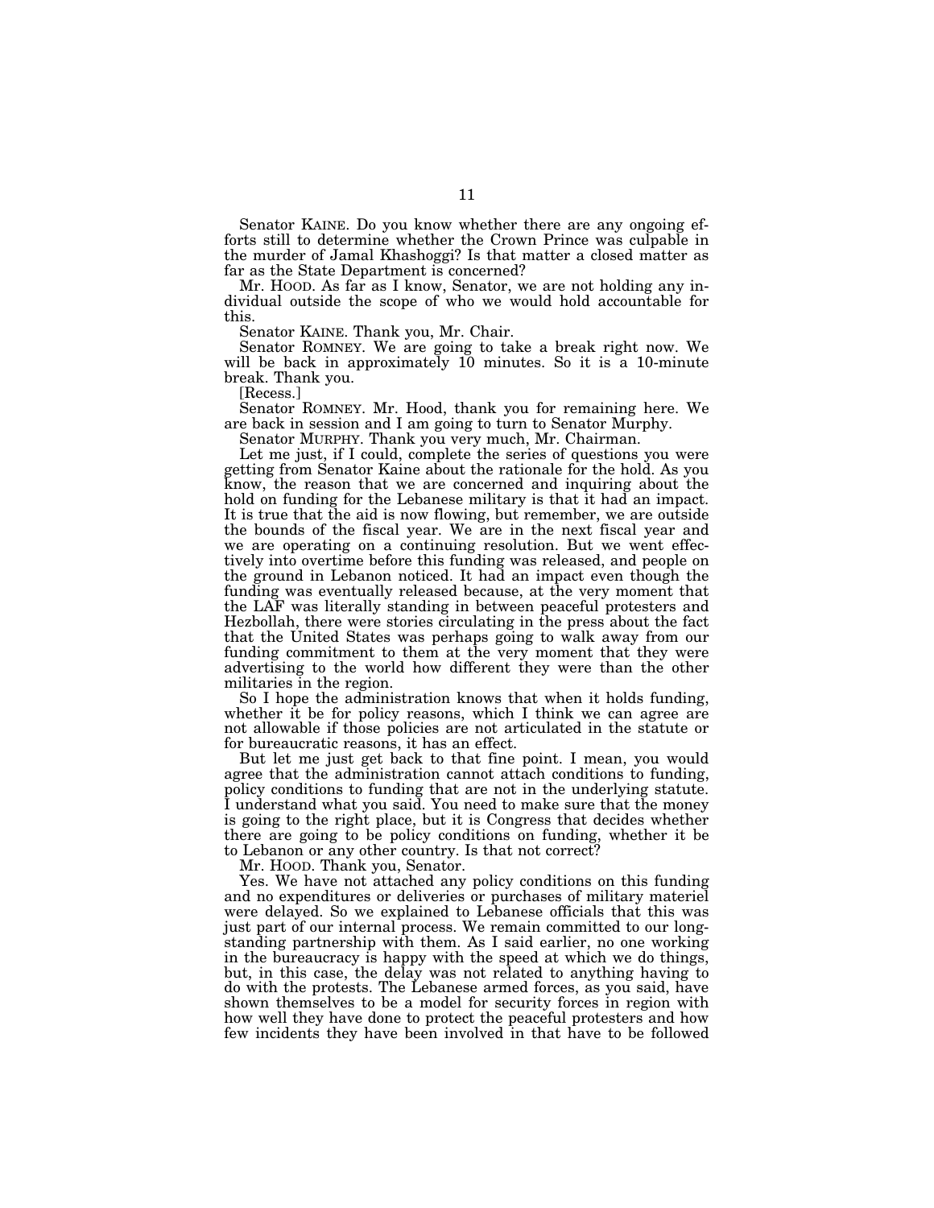Senator KAINE. Do you know whether there are any ongoing efforts still to determine whether the Crown Prince was culpable in the murder of Jamal Khashoggi? Is that matter a closed matter as far as the State Department is concerned?

Mr. HOOD. As far as I know, Senator, we are not holding any individual outside the scope of who we would hold accountable for this.

Senator KAINE. Thank you, Mr. Chair.

Senator ROMNEY. We are going to take a break right now. We will be back in approximately 10 minutes. So it is a 10-minute break. Thank you.

[Recess.]

Senator ROMNEY. Mr. Hood, thank you for remaining here. We are back in session and I am going to turn to Senator Murphy.

Senator MURPHY. Thank you very much, Mr. Chairman.

Let me just, if I could, complete the series of questions you were getting from Senator Kaine about the rationale for the hold. As you know, the reason that we are concerned and inquiring about the hold on funding for the Lebanese military is that it had an impact. It is true that the aid is now flowing, but remember, we are outside the bounds of the fiscal year. We are in the next fiscal year and we are operating on a continuing resolution. But we went effectively into overtime before this funding was released, and people on the ground in Lebanon noticed. It had an impact even though the funding was eventually released because, at the very moment that the LAF was literally standing in between peaceful protesters and Hezbollah, there were stories circulating in the press about the fact that the United States was perhaps going to walk away from our funding commitment to them at the very moment that they were advertising to the world how different they were than the other militaries in the region.

So I hope the administration knows that when it holds funding, whether it be for policy reasons, which I think we can agree are not allowable if those policies are not articulated in the statute or for bureaucratic reasons, it has an effect.

But let me just get back to that fine point. I mean, you would agree that the administration cannot attach conditions to funding, policy conditions to funding that are not in the underlying statute. I understand what you said. You need to make sure that the money is going to the right place, but it is Congress that decides whether there are going to be policy conditions on funding, whether it be to Lebanon or any other country. Is that not correct?

Mr. HOOD. Thank you, Senator.

Yes. We have not attached any policy conditions on this funding and no expenditures or deliveries or purchases of military materiel were delayed. So we explained to Lebanese officials that this was just part of our internal process. We remain committed to our long-standing partnership with them. As I said earlier, no one working in the bureaucracy is happy with the speed at which we do things, but, in this case, the delay was not related to anything having to do with the protests. The Lebanese armed forces, as you said, have shown themselves to be a model for security forces in region with how well they have done to protect the peaceful protesters and how few incidents they have been involved in that have to be followed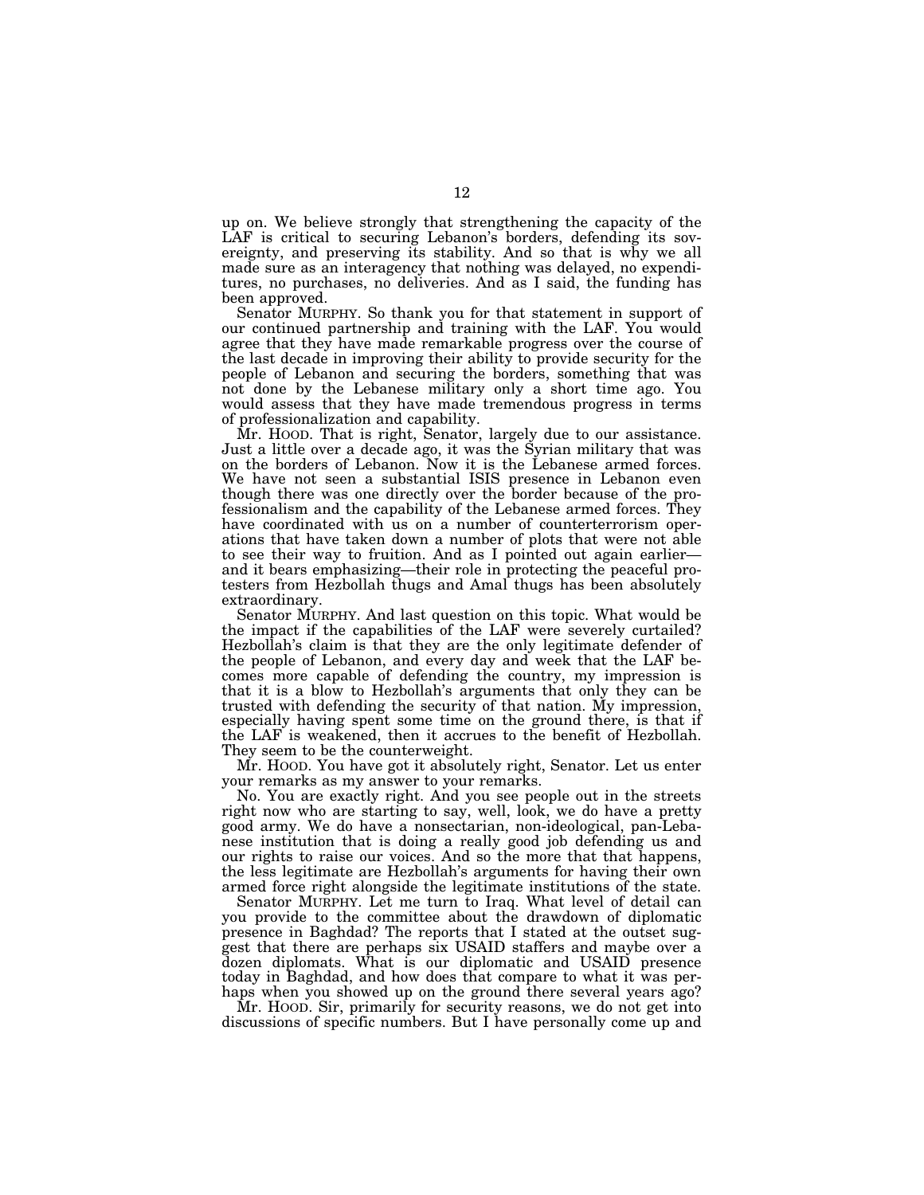up on. We believe strongly that strengthening the capacity of the LAF is critical to securing Lebanon's borders, defending its sovereignty, and preserving its stability. And so that is why we all made sure as an interagency that nothing was delayed, no expenditures, no purchases, no deliveries. And as I said, the funding has been approved.

Senator MURPHY. So thank you for that statement in support of our continued partnership and training with the LAF. You would agree that they have made remarkable progress over the course of the last decade in improving their ability to provide security for the people of Lebanon and securing the borders, something that was not done by the Lebanese military only a short time ago. You would assess that they have made tremendous progress in terms of professionalization and capability.

Mr. HOOD. That is right, Senator, largely due to our assistance. Just a little over a decade ago, it was the Syrian military that was on the borders of Lebanon. Now it is the Lebanese armed forces. We have not seen a substantial ISIS presence in Lebanon even though there was one directly over the border because of the professionalism and the capability of the Lebanese armed forces. They have coordinated with us on a number of counterterrorism operations that have taken down a number of plots that were not able to see their way to fruition. And as I pointed out again earlier—and it bears emphasizing—their role in protecting the peaceful protesters from Hezbollah thugs and Amal thugs has been absolutely extraordinary.

Senator MURPHY. And last question on this topic. What would be the impact if the capabilities of the LAF were severely curtailed? Hezbollah's claim is that they are the only legitimate defender of the people of Lebanon, and every day and week that the LAF becomes more capable of defending the country, my impression is that it is a blow to Hezbollah's arguments that only they can be trusted with defending the security of that nation. My impression, especially having spent some time on the ground there, is that if the LAF is weakened, then it accrues to the benefit of Hezbollah. They seem to be the counterweight.

Mr. HOOD. You have got it absolutely right, Senator. Let us enter your remarks as my answer to your remarks.

No. You are exactly right. And you see people out in the streets right now who are starting to say, well, look, we do have a pretty good army. We do have a nonsectarian, non-ideological, pan-Lebanese institution that is doing a really good job defending us and our rights to raise our voices. And so the more that that happens, the less legitimate are Hezbollah's arguments for having their own armed force right alongside the legitimate institutions of the state.

Senator MURPHY. Let me turn to Iraq. What level of detail can you provide to the committee about the drawdown of diplomatic presence in Baghdad? The reports that I stated at the outset suggest that there are perhaps six USAID staffers and maybe over a dozen diplomats. What is our diplomatic and USAID presence today in Baghdad, and how does that compare to what it was perhaps when you showed up on the ground there several years ago?

Mr. HOOD. Sir, primarily for security reasons, we do not get into discussions of specific numbers. But I have personally come up and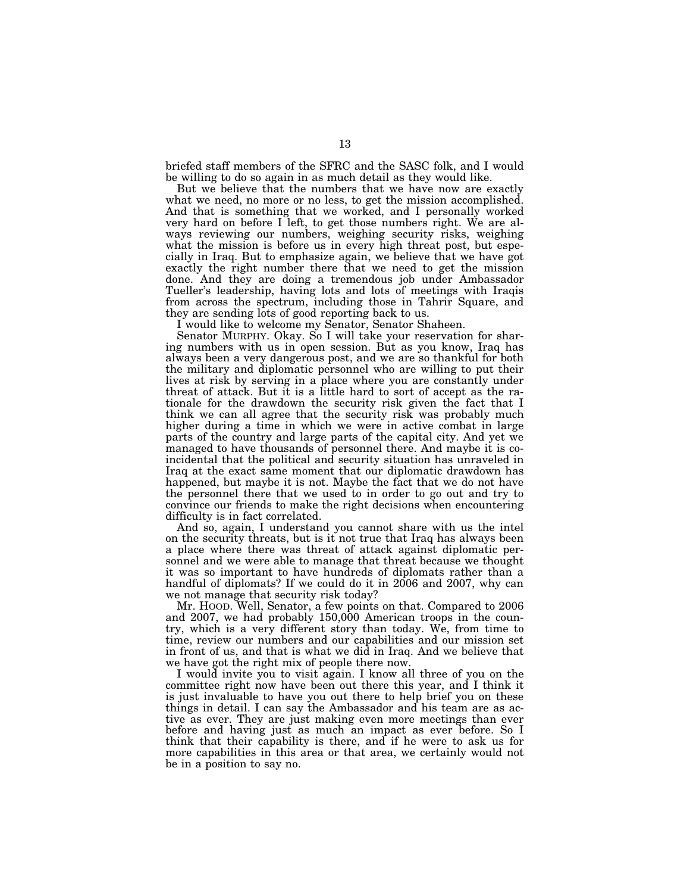briefed staff members of the SFRC and the SASC folk, and I would be willing to do so again in as much detail as they would like.

But we believe that the numbers that we have now are exactly what we need, no more or no less, to get the mission accomplished. And that is something that we worked, and I personally worked very hard on before I left, to get those numbers right. We are always reviewing our numbers, weighing security risks, weighing what the mission is before us in every high threat post, but especially in Iraq. But to emphasize again, we believe that we have got exactly the right number there that we need to get the mission done. And they are doing a tremendous job under Ambassador Tueller's leadership, having lots and lots of meetings with Iraqis from across the spectrum, including those in Tahrir Square, and they are sending lots of good reporting back to us.

I would like to welcome my Senator, Senator Shaheen.

Senator MURPHY. Okay. So I will take your reservation for sharing numbers with us in open session. But as you know, Iraq has always been a very dangerous post, and we are so thankful for both the military and diplomatic personnel who are willing to put their lives at risk by serving in a place where you are constantly under threat of attack. But it is a little hard to sort of accept as the rationale for the drawdown the security risk given the fact that I think we can all agree that the security risk was probably much higher during a time in which we were in active combat in large parts of the country and large parts of the capital city. And yet we managed to have thousands of personnel there. And maybe it is coincidental that the political and security situation has unraveled in Iraq at the exact same moment that our diplomatic drawdown has happened, but maybe it is not. Maybe the fact that we do not have the personnel there that we used to in order to go out and try to convince our friends to make the right decisions when encountering difficulty is in fact correlated.

And so, again, I understand you cannot share with us the intel on the security threats, but is it not true that Iraq has always been a place where there was threat of attack against diplomatic personnel and we were able to manage that threat because we thought it was so important to have hundreds of diplomats rather than a handful of diplomats? If we could do it in 2006 and 2007, why can we not manage that security risk today?

Mr. HOOD. Well, Senator, a few points on that. Compared to 2006 and 2007, we had probably 150,000 American troops in the country, which is a very different story than today. We, from time to time, review our numbers and our capabilities and our mission set in front of us, and that is what we did in Iraq. And we believe that we have got the right mix of people there now.

I would invite you to visit again. I know all three of you on the committee right now have been out there this year, and I think it is just invaluable to have you out there to help brief you on these things in detail. I can say the Ambassador and his team are as active as ever. They are just making even more meetings than ever before and having just as much an impact as ever before. So I think that their capability is there, and if he were to ask us for more capabilities in this area or that area, we certainly would not be in a position to say no.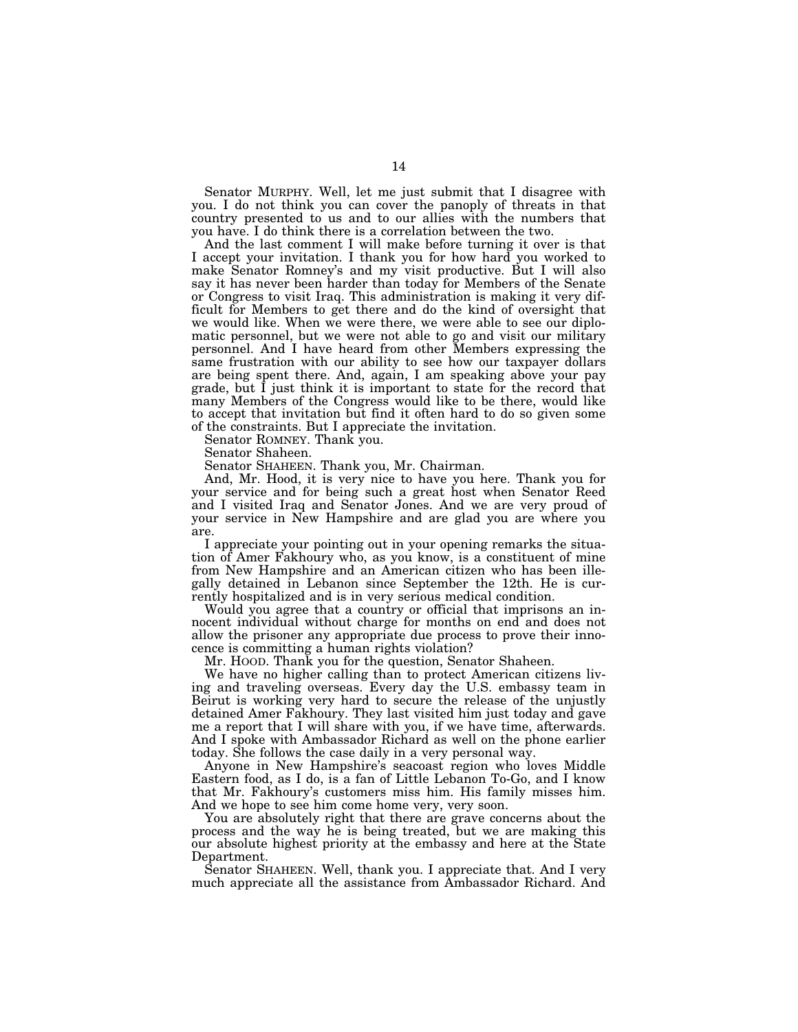Senator MURPHY. Well, let me just submit that I disagree with you. I do not think you can cover the panoply of threats in that country presented to us and to our allies with the numbers that you have. I do think there is a correlation between the two.

And the last comment I will make before turning it over is that I accept your invitation. I thank you for how hard you worked to make Senator Romney's and my visit productive. But I will also say it has never been harder than today for Members of the Senate or Congress to visit Iraq. This administration is making it very difficult for Members to get there and do the kind of oversight that we would like. When we were there, we were able to see our diplomatic personnel, but we were not able to go and visit our military personnel. And I have heard from other Members expressing the same frustration with our ability to see how our taxpayer dollars are being spent there. And, again, I am speaking above your pay grade, but I just think it is important to state for the record that many Members of the Congress would like to be there, would like to accept that invitation but find it often hard to do so given some of the constraints. But I appreciate the invitation.

Senator ROMNEY. Thank you.

Senator Shaheen.

Senator SHAHEEN. Thank you, Mr. Chairman.

And, Mr. Hood, it is very nice to have you here. Thank you for your service and for being such a great host when Senator Reed and I visited Iraq and Senator Jones. And we are very proud of your service in New Hampshire and are glad you are where you are.

I appreciate your pointing out in your opening remarks the situation of Amer Fakhoury who, as you know, is a constituent of mine from New Hampshire and an American citizen who has been illegally detained in Lebanon since September the 12th. He is currently hospitalized and is in very serious medical condition.

Would you agree that a country or official that imprisons an innocent individual without charge for months on end and does not allow the prisoner any appropriate due process to prove their innocence is committing a human rights violation?

Mr. HOOD. Thank you for the question, Senator Shaheen.

We have no higher calling than to protect American citizens living and traveling overseas. Every day the U.S. embassy team in Beirut is working very hard to secure the release of the unjustly detained Amer Fakhoury. They last visited him just today and gave me a report that I will share with you, if we have time, afterwards. And I spoke with Ambassador Richard as well on the phone earlier today. She follows the case daily in a very personal way.

Anyone in New Hampshire's seacoast region who loves Middle Eastern food, as I do, is a fan of Little Lebanon To-Go, and I know that Mr. Fakhoury's customers miss him. His family misses him. And we hope to see him come home very, very soon.

You are absolutely right that there are grave concerns about the process and the way he is being treated, but we are making this our absolute highest priority at the embassy and here at the State Department.

Senator SHAHEEN. Well, thank you. I appreciate that. And I very much appreciate all the assistance from Ambassador Richard. And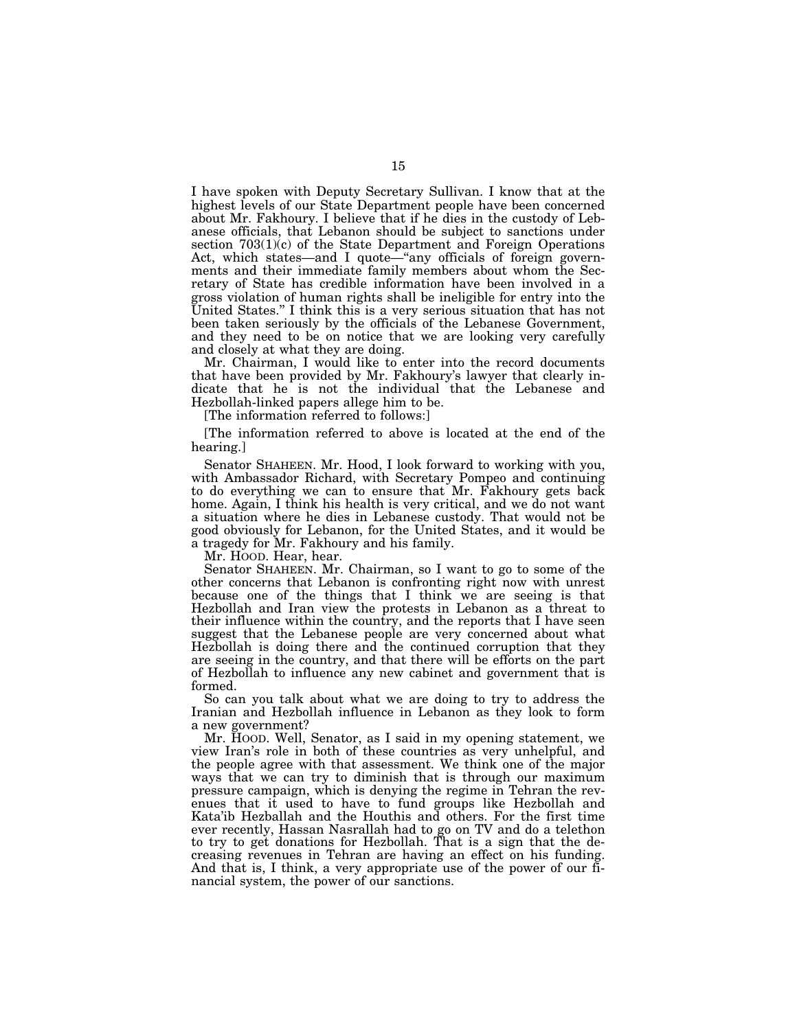I have spoken with Deputy Secretary Sullivan. I know that at the highest levels of our State Department people have been concerned about Mr. Fakhoury. I believe that if he dies in the custody of Lebanese officials, that Lebanon should be subject to sanctions under section 703(1)(c) of the State Department and Foreign Operations Act, which states—and I quote—"any officials of foreign governments and their immediate family members about whom the Secretary of State has credible information have been involved in a gross violation of human rights shall be ineligible for entry into the United States." I think this is a very serious situation that has not been taken seriously by the officials of the Lebanese Government, and they need to be on notice that we are looking very carefully and closely at what they are doing.

Mr. Chairman, I would like to enter into the record documents that have been provided by Mr. Fakhoury's lawyer that clearly indicate that he is not the individual that the Lebanese and Hezbollah-linked papers allege him to be.

[The information referred to follows:]

[The information referred to above is located at the end of the hearing.]

Senator SHAHEEN. Mr. Hood, I look forward to working with you, with Ambassador Richard, with Secretary Pompeo and continuing to do everything we can to ensure that Mr. Fakhoury gets back home. Again, I think his health is very critical, and we do not want a situation where he dies in Lebanese custody. That would not be good obviously for Lebanon, for the United States, and it would be a tragedy for Mr. Fakhoury and his family.

Mr. HOOD. Hear, hear.

Senator SHAHEEN. Mr. Chairman, so I want to go to some of the other concerns that Lebanon is confronting right now with unrest because one of the things that I think we are seeing is that Hezbollah and Iran view the protests in Lebanon as a threat to their influence within the country, and the reports that I have seen suggest that the Lebanese people are very concerned about what Hezbollah is doing there and the continued corruption that they are seeing in the country, and that there will be efforts on the part of Hezbollah to influence any new cabinet and government that is formed.

So can you talk about what we are doing to try to address the Iranian and Hezbollah influence in Lebanon as they look to form a new government?

Mr. HOOD. Well, Senator, as I said in my opening statement, we view Iran's role in both of these countries as very unhelpful, and the people agree with that assessment. We think one of the major ways that we can try to diminish that is through our maximum pressure campaign, which is denying the regime in Tehran the revenues that it used to have to fund groups like Hezbollah and Kata'ib Hezballah and the Houthis and others. For the first time ever recently, Hassan Nasrallah had to go on TV and do a telethon to try to get donations for Hezbollah. That is a sign that the decreasing revenues in Tehran are having an effect on his funding. And that is, I think, a very appropriate use of the power of our financial system, the power of our sanctions.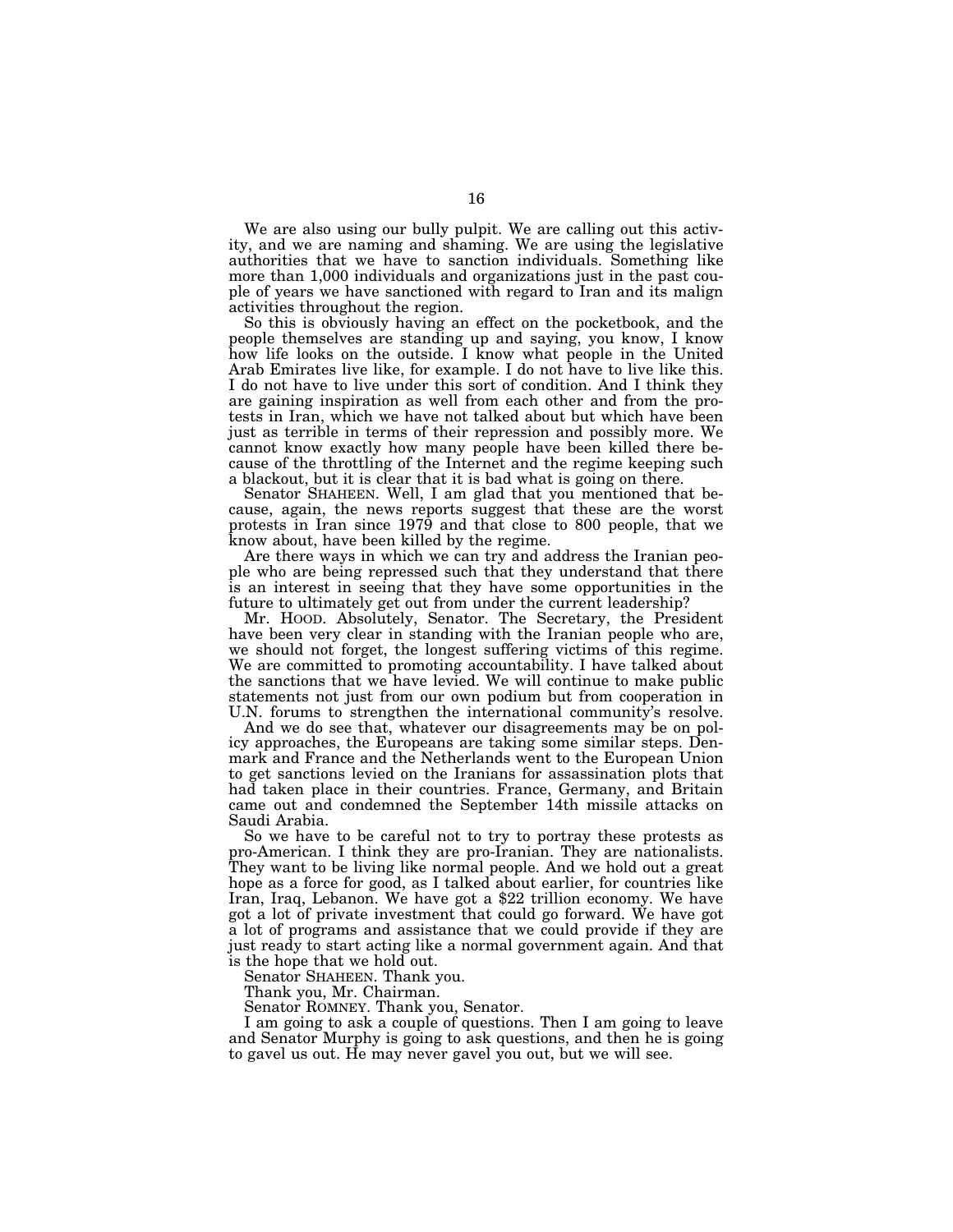We are also using our bully pulpit. We are calling out this activity, and we are naming and shaming. We are using the legislative authorities that we have to sanction individuals. Something like more than 1,000 individuals and organizations just in the past couple of years we have sanctioned with regard to Iran and its malign activities throughout the region.

So this is obviously having an effect on the pocketbook, and the people themselves are standing up and saying, you know, I know how life looks on the outside. I know what people in the United Arab Emirates live like, for example. I do not have to live like this. I do not have to live under this sort of condition. And I think they are gaining inspiration as well from each other and from the protests in Iran, which we have not talked about but which have been just as terrible in terms of their repression and possibly more. We cannot know exactly how many people have been killed there because of the throttling of the Internet and the regime keeping such a blackout, but it is clear that it is bad what is going on there.

Senator SHAHEEN. Well, I am glad that you mentioned that because, again, the news reports suggest that these are the worst protests in Iran since 1979 and that close to 800 people, that we know about, have been killed by the regime.

Are there ways in which we can try and address the Iranian people who are being repressed such that they understand that there is an interest in seeing that they have some opportunities in the future to ultimately get out from under the current leadership?

Mr. HOOD. Absolutely, Senator. The Secretary, the President have been very clear in standing with the Iranian people who are, we should not forget, the longest suffering victims of this regime. We are committed to promoting accountability. I have talked about the sanctions that we have levied. We will continue to make public statements not just from our own podium but from cooperation in U.N. forums to strengthen the international community's resolve.

And we do see that, whatever our disagreements may be on policy approaches, the Europeans are taking some similar steps. Denmark and France and the Netherlands went to the European Union to get sanctions levied on the Iranians for assassination plots that had taken place in their countries. France, Germany, and Britain came out and condemned the September 14th missile attacks on Saudi Arabia.

So we have to be careful not to try to portray these protests as pro-American. I think they are pro-Iranian. They are nationalists. They want to be living like normal people. And we hold out a great hope as a force for good, as I talked about earlier, for countries like Iran, Iraq, Lebanon. We have got a $22 trillion economy. We have got a lot of private investment that could go forward. We have got a lot of programs and assistance that we could provide if they are just ready to start acting like a normal government again. And that is the hope that we hold out.

Senator SHAHEEN. Thank you.

Thank you, Mr. Chairman.

Senator ROMNEY. Thank you, Senator.

I am going to ask a couple of questions. Then I am going to leave and Senator Murphy is going to ask questions, and then he is going to gavel us out. He may never gavel you out, but we will see.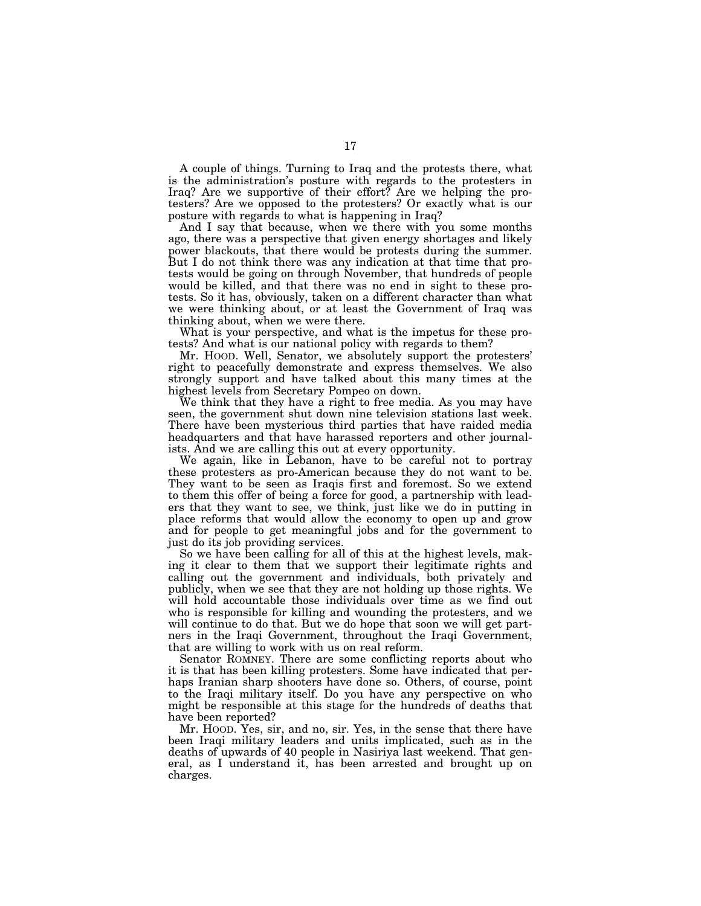A couple of things. Turning to Iraq and the protests there, what is the administration's posture with regards to the protesters in Iraq? Are we supportive of their effort? Are we helping the protesters? Are we opposed to the protesters? Or exactly what is our posture with regards to what is happening in Iraq?

And I say that because, when we there with you some months ago, there was a perspective that given energy shortages and likely power blackouts, that there would be protests during the summer. But I do not think there was any indication at that time that protests would be going on through November, that hundreds of people would be killed, and that there was no end in sight to these protests. So it has, obviously, taken on a different character than what we were thinking about, or at least the Government of Iraq was thinking about, when we were there.

What is your perspective, and what is the impetus for these protests? And what is our national policy with regards to them?

Mr. HOOD. Well, Senator, we absolutely support the protesters' right to peacefully demonstrate and express themselves. We also strongly support and have talked about this many times at the highest levels from Secretary Pompeo on down.

We think that they have a right to free media. As you may have seen, the government shut down nine television stations last week. There have been mysterious third parties that have raided media headquarters and that have harassed reporters and other journalists. And we are calling this out at every opportunity.

We again, like in Lebanon, have to be careful not to portray these protesters as pro-American because they do not want to be. They want to be seen as Iraqis first and foremost. So we extend to them this offer of being a force for good, a partnership with leaders that they want to see, we think, just like we do in putting in place reforms that would allow the economy to open up and grow and for people to get meaningful jobs and for the government to just do its job providing services.

So we have been calling for all of this at the highest levels, making it clear to them that we support their legitimate rights and calling out the government and individuals, both privately and publicly, when we see that they are not holding up those rights. We will hold accountable those individuals over time as we find out who is responsible for killing and wounding the protesters, and we will continue to do that. But we do hope that soon we will get partners in the Iraqi Government, throughout the Iraqi Government, that are willing to work with us on real reform.

Senator ROMNEY. There are some conflicting reports about who it is that has been killing protesters. Some have indicated that perhaps Iranian sharp shooters have done so. Others, of course, point to the Iraqi military itself. Do you have any perspective on who might be responsible at this stage for the hundreds of deaths that have been reported?

Mr. HOOD. Yes, sir, and no, sir. Yes, in the sense that there have been Iraqi military leaders and units implicated, such as in the deaths of upwards of 40 people in Nasiriya last weekend. That general, as I understand it, has been arrested and brought up on charges.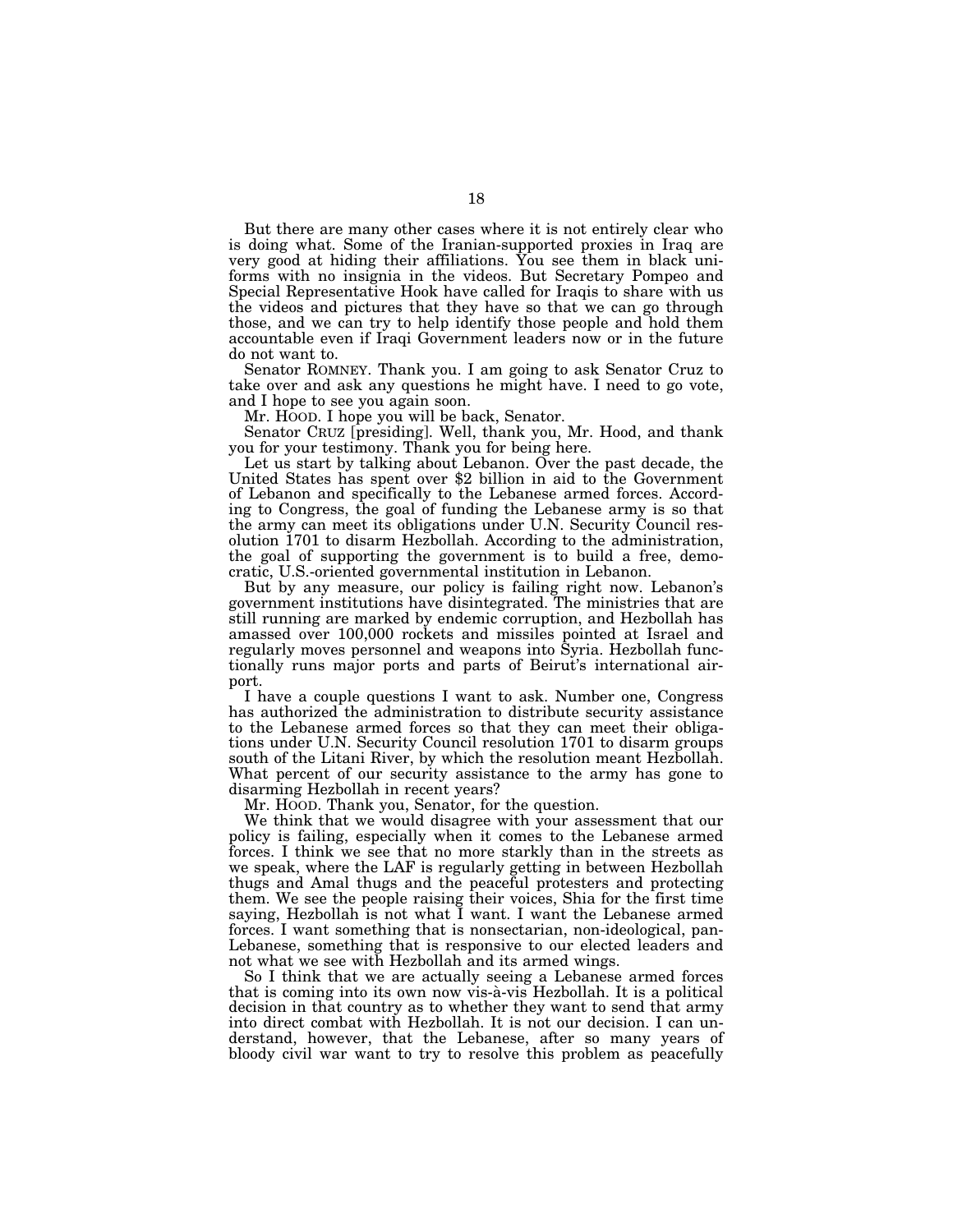But there are many other cases where it is not entirely clear who is doing what. Some of the Iranian-supported proxies in Iraq are very good at hiding their affiliations. You see them in black uniforms with no insignia in the videos. But Secretary Pompeo and Special Representative Hook have called for Iraqis to share with us the videos and pictures that they have so that we can go through those, and we can try to help identify those people and hold them accountable even if Iraqi Government leaders now or in the future do not want to.

Senator ROMNEY. Thank you. I am going to ask Senator Cruz to take over and ask any questions he might have. I need to go vote, and I hope to see you again soon.

Mr. HOOD. I hope you will be back, Senator.

Senator CRUZ [presiding]. Well, thank you, Mr. Hood, and thank you for your testimony. Thank you for being here.

Let us start by talking about Lebanon. Over the past decade, the United States has spent over $2 billion in aid to the Government of Lebanon and specifically to the Lebanese armed forces. According to Congress, the goal of funding the Lebanese army is so that the army can meet its obligations under U.N. Security Council resolution 1701 to disarm Hezbollah. According to the administration, the goal of supporting the government is to build a free, democratic, U.S.-oriented governmental institution in Lebanon.

But by any measure, our policy is failing right now. Lebanon's government institutions have disintegrated. The ministries that are still running are marked by endemic corruption, and Hezbollah has amassed over 100,000 rockets and missiles pointed at Israel and regularly moves personnel and weapons into Syria. Hezbollah functionally runs major ports and parts of Beirut's international airport.

I have a couple questions I want to ask. Number one, Congress has authorized the administration to distribute security assistance to the Lebanese armed forces so that they can meet their obligations under U.N. Security Council resolution 1701 to disarm groups south of the Litani River, by which the resolution meant Hezbollah. What percent of our security assistance to the army has gone to disarming Hezbollah in recent years?

Mr. HOOD. Thank you, Senator, for the question.

We think that we would disagree with your assessment that our policy is failing, especially when it comes to the Lebanese armed forces. I think we see that no more starkly than in the streets as we speak, where the LAF is regularly getting in between Hezbollah thugs and Amal thugs and the peaceful protesters and protecting them. We see the people raising their voices, Shia for the first time saying, Hezbollah is not what I want. I want the Lebanese armed forces. I want something that is nonsectarian, non-ideological, pan-Lebanese, something that is responsive to our elected leaders and not what we see with Hezbollah and its armed wings.

So I think that we are actually seeing a Lebanese armed forces that is coming into its own now vis-à-vis Hezbollah. It is a political decision in that country as to whether they want to send that army into direct combat with Hezbollah. It is not our decision. I can understand, however, that the Lebanese, after so many years of bloody civil war want to try to resolve this problem as peacefully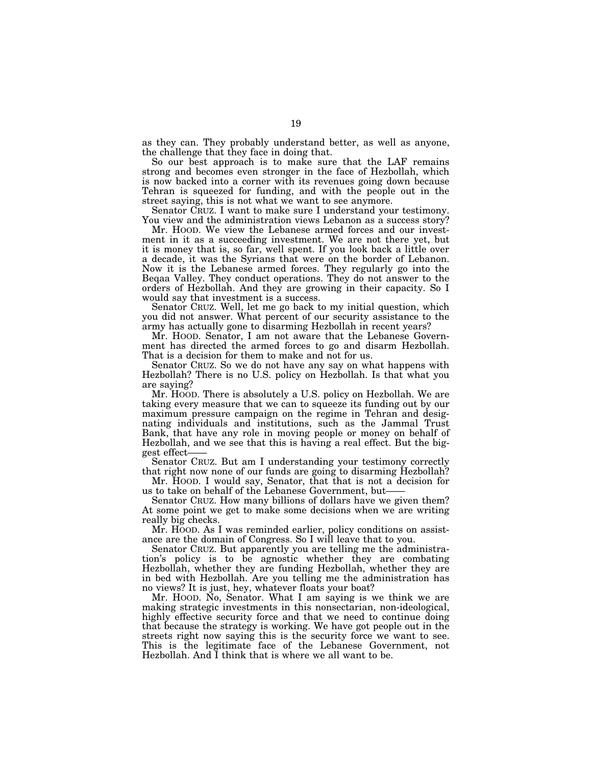as they can. They probably understand better, as well as anyone, the challenge that they face in doing that.

So our best approach is to make sure that the LAF remains strong and becomes even stronger in the face of Hezbollah, which is now backed into a corner with its revenues going down because Tehran is squeezed for funding, and with the people out in the street saying, this is not what we want to see anymore.

Senator CRUZ. I want to make sure I understand your testimony. You view and the administration views Lebanon as a success story?

Mr. HOOD. We view the Lebanese armed forces and our investment in it as a succeeding investment. We are not there yet, but it is money that is, so far, well spent. If you look back a little over a decade, it was the Syrians that were on the border of Lebanon. Now it is the Lebanese armed forces. They regularly go into the Beqaa Valley. They conduct operations. They do not answer to the orders of Hezbollah. And they are growing in their capacity. So I would say that investment is a success.

Senator CRUZ. Well, let me go back to my initial question, which you did not answer. What percent of our security assistance to the army has actually gone to disarming Hezbollah in recent years?

Mr. HOOD. Senator, I am not aware that the Lebanese Government has directed the armed forces to go and disarm Hezbollah. That is a decision for them to make and not for us.

Senator CRUZ. So we do not have any say on what happens with Hezbollah? There is no U.S. policy on Hezbollah. Is that what you are saying?

Mr. HOOD. There is absolutely a U.S. policy on Hezbollah. We are taking every measure that we can to squeeze its funding out by our maximum pressure campaign on the regime in Tehran and designating individuals and institutions, such as the Jammal Trust Bank, that have any role in moving people or money on behalf of Hezbollah, and we see that this is having a real effect. But the biggest effect——

Senator CRUZ. But am I understanding your testimony correctly that right now none of our funds are going to disarming Hezbollah?

Mr. HOOD. I would say, Senator, that that is not a decision for us to take on behalf of the Lebanese Government, but——

Senator CRUZ. How many billions of dollars have we given them? At some point we get to make some decisions when we are writing really big checks.

Mr. HOOD. As I was reminded earlier, policy conditions on assistance are the domain of Congress. So I will leave that to you.

Senator CRUZ. But apparently you are telling me the administration's policy is to be agnostic whether they are combating Hezbollah, whether they are funding Hezbollah, whether they are in bed with Hezbollah. Are you telling me the administration has no views? It is just, hey, whatever floats your boat?

Mr. HOOD. No, Senator. What I am saying is we think we are making strategic investments in this nonsectarian, non-ideological, highly effective security force and that we need to continue doing that because the strategy is working. We have got people out in the streets right now saying this is the security force we want to see. This is the legitimate face of the Lebanese Government, not Hezbollah. And I think that is where we all want to be.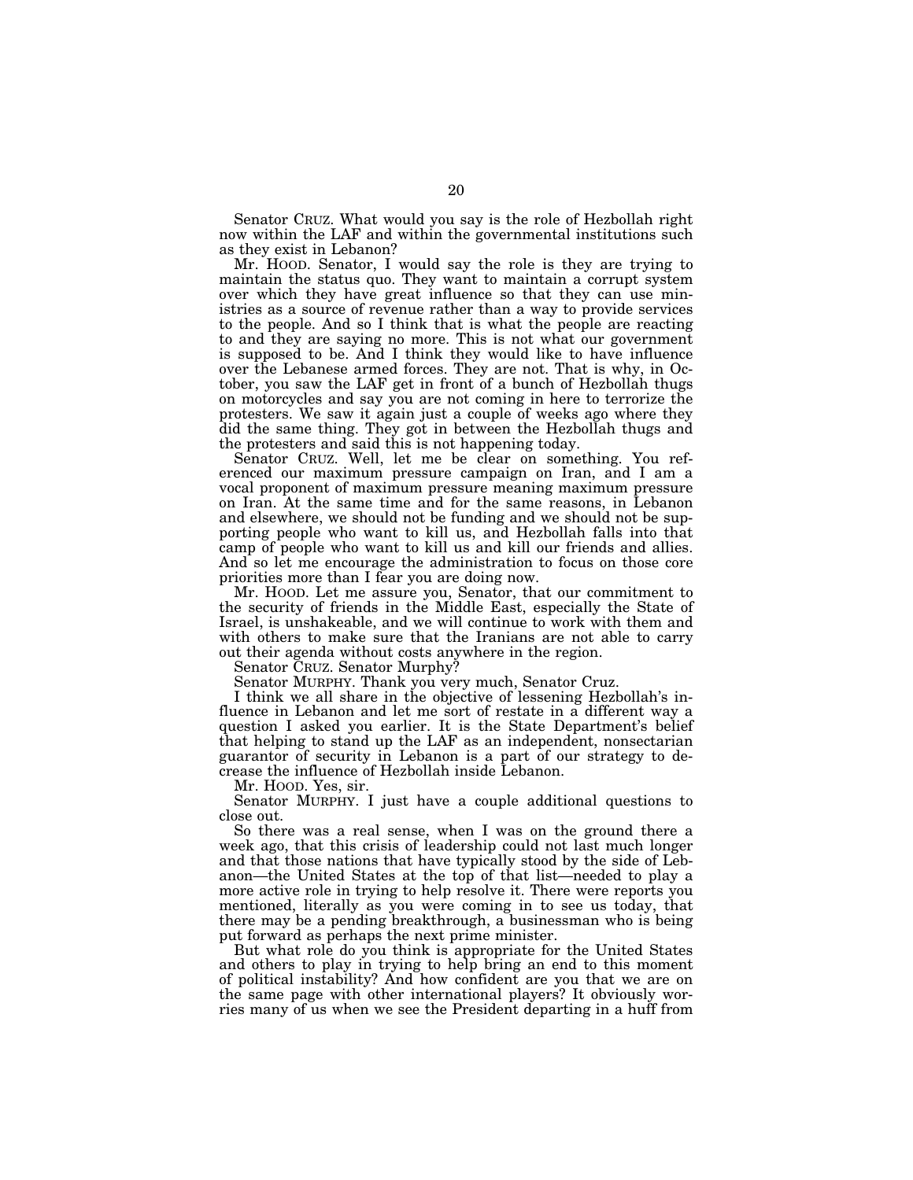Senator CRUZ. What would you say is the role of Hezbollah right now within the LAF and within the governmental institutions such as they exist in Lebanon?

Mr. HOOD. Senator, I would say the role is they are trying to maintain the status quo. They want to maintain a corrupt system over which they have great influence so that they can use ministries as a source of revenue rather than a way to provide services to the people. And so I think that is what the people are reacting to and they are saying no more. This is not what our government is supposed to be. And I think they would like to have influence over the Lebanese armed forces. They are not. That is why, in October, you saw the LAF get in front of a bunch of Hezbollah thugs on motorcycles and say you are not coming in here to terrorize the protesters. We saw it again just a couple of weeks ago where they did the same thing. They got in between the Hezbollah thugs and the protesters and said this is not happening today.

Senator CRUZ. Well, let me be clear on something. You referenced our maximum pressure campaign on Iran, and I am a vocal proponent of maximum pressure meaning maximum pressure on Iran. At the same time and for the same reasons, in Lebanon and elsewhere, we should not be funding and we should not be supporting people who want to kill us, and Hezbollah falls into that camp of people who want to kill us and kill our friends and allies. And so let me encourage the administration to focus on those core priorities more than I fear you are doing now.

Mr. HOOD. Let me assure you, Senator, that our commitment to the security of friends in the Middle East, especially the State of Israel, is unshakeable, and we will continue to work with them and with others to make sure that the Iranians are not able to carry out their agenda without costs anywhere in the region.

Senator CRUZ. Senator Murphy?

Senator MURPHY. Thank you very much, Senator Cruz.

I think we all share in the objective of lessening Hezbollah's influence in Lebanon and let me sort of restate in a different way a question I asked you earlier. It is the State Department's belief that helping to stand up the LAF as an independent, nonsectarian guarantor of security in Lebanon is a part of our strategy to decrease the influence of Hezbollah inside Lebanon.

Mr. HOOD. Yes, sir.

Senator MURPHY. I just have a couple additional questions to close out.

So there was a real sense, when I was on the ground there a week ago, that this crisis of leadership could not last much longer and that those nations that have typically stood by the side of Lebanon—the United States at the top of that list—needed to play a more active role in trying to help resolve it. There were reports you mentioned, literally as you were coming in to see us today, that there may be a pending breakthrough, a businessman who is being put forward as perhaps the next prime minister.

But what role do you think is appropriate for the United States and others to play in trying to help bring an end to this moment of political instability? And how confident are you that we are on the same page with other international players? It obviously worries many of us when we see the President departing in a huff from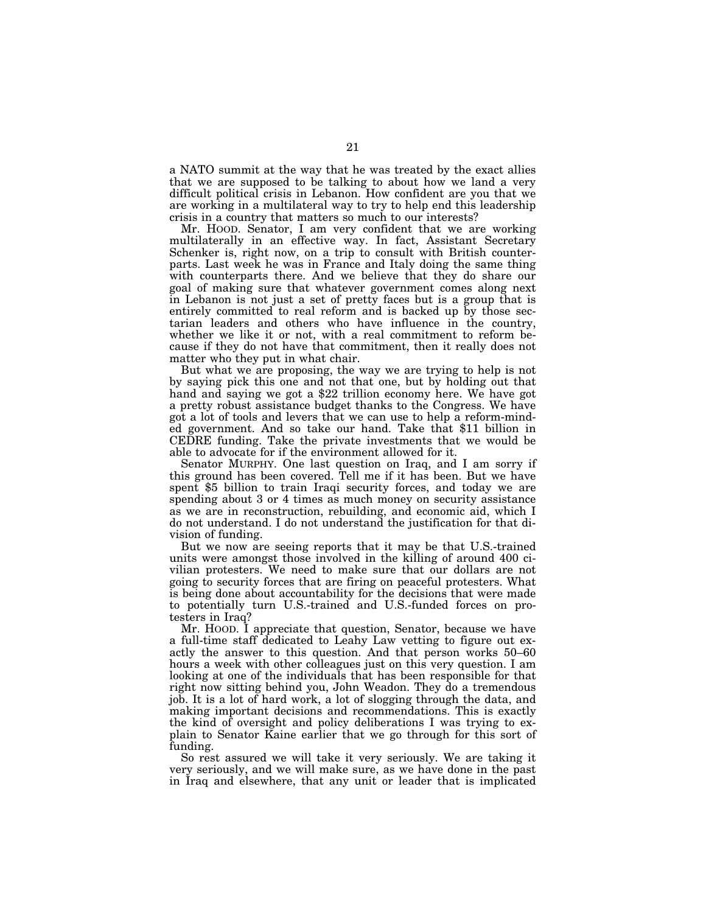a NATO summit at the way that he was treated by the exact allies that we are supposed to be talking to about how we land a very difficult political crisis in Lebanon. How confident are you that we are working in a multilateral way to try to help end this leadership crisis in a country that matters so much to our interests?

Mr. HOOD. Senator, I am very confident that we are working multilaterally in an effective way. In fact, Assistant Secretary Schenker is, right now, on a trip to consult with British counterparts. Last week he was in France and Italy doing the same thing with counterparts there. And we believe that they do share our goal of making sure that whatever government comes along next in Lebanon is not just a set of pretty faces but is a group that is entirely committed to real reform and is backed up by those sectarian leaders and others who have influence in the country, whether we like it or not, with a real commitment to reform because if they do not have that commitment, then it really does not matter who they put in what chair.

But what we are proposing, the way we are trying to help is not by saying pick this one and not that one, but by holding out that hand and saying we got a $22 trillion economy here. We have got a pretty robust assistance budget thanks to the Congress. We have got a lot of tools and levers that we can use to help a reform-minded government. And so take our hand. Take that $11 billion in CEDRE funding. Take the private investments that we would be able to advocate for if the environment allowed for it.

Senator MURPHY. One last question on Iraq, and I am sorry if this ground has been covered. Tell me if it has been. But we have spent $5 billion to train Iraqi security forces, and today we are spending about 3 or 4 times as much money on security assistance as we are in reconstruction, rebuilding, and economic aid, which I do not understand. I do not understand the justification for that division of funding.

But we now are seeing reports that it may be that U.S.-trained units were amongst those involved in the killing of around 400 civilian protesters. We need to make sure that our dollars are not going to security forces that are firing on peaceful protesters. What is being done about accountability for the decisions that were made to potentially turn U.S.-trained and U.S.-funded forces on protesters in Iraq?

Mr. HOOD. I appreciate that question, Senator, because we have a full-time staff dedicated to Leahy Law vetting to figure out exactly the answer to this question. And that person works 50–60 hours a week with other colleagues just on this very question. I am looking at one of the individuals that has been responsible for that right now sitting behind you, John Weadon. They do a tremendous job. It is a lot of hard work, a lot of slogging through the data, and making important decisions and recommendations. This is exactly the kind of oversight and policy deliberations I was trying to explain to Senator Kaine earlier that we go through for this sort of funding.

So rest assured we will take it very seriously. We are taking it very seriously, and we will make sure, as we have done in the past in Iraq and elsewhere, that any unit or leader that is implicated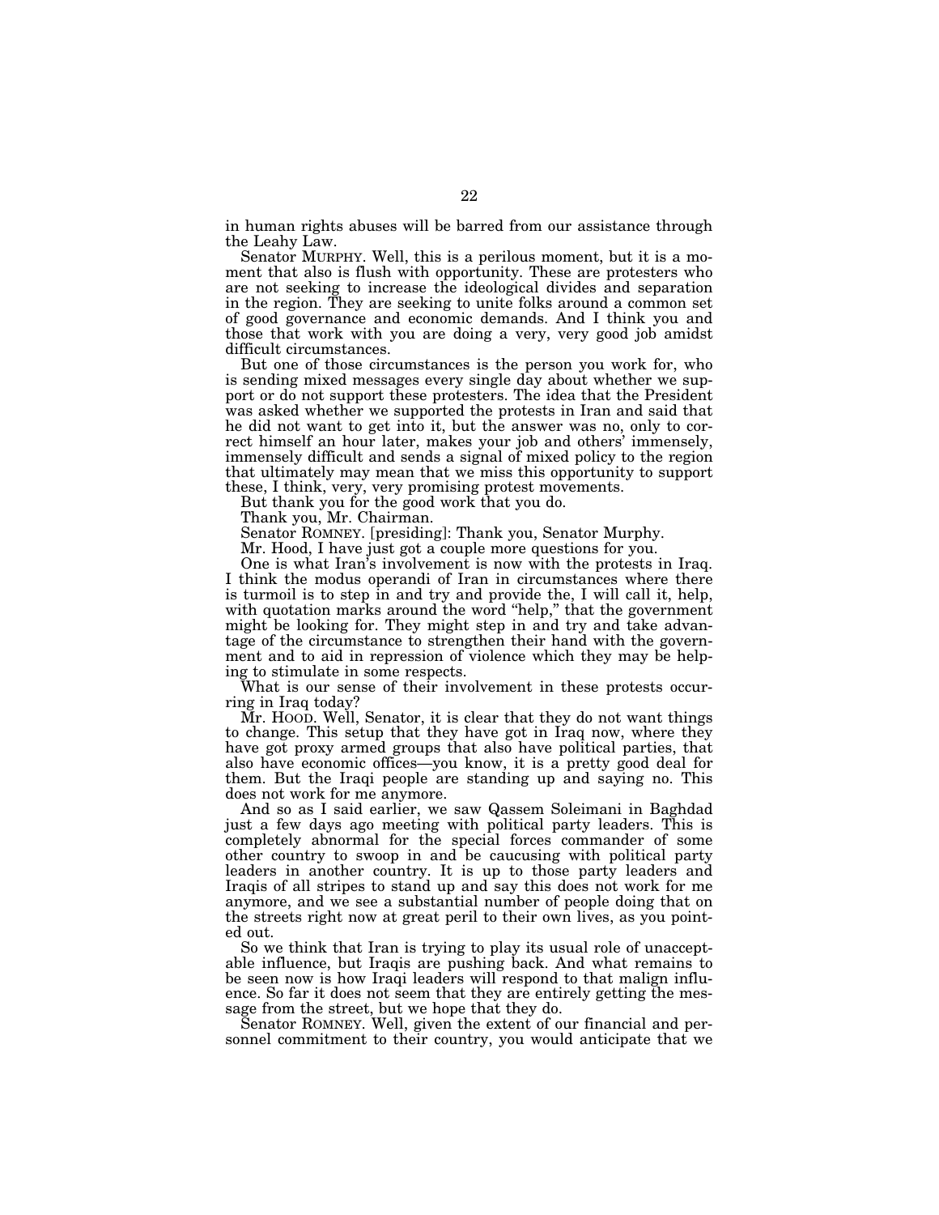in human rights abuses will be barred from our assistance through the Leahy Law.

Senator MURPHY. Well, this is a perilous moment, but it is a moment that also is flush with opportunity. These are protesters who are not seeking to increase the ideological divides and separation in the region. They are seeking to unite folks around a common set of good governance and economic demands. And I think you and those that work with you are doing a very, very good job amidst difficult circumstances.

But one of those circumstances is the person you work for, who is sending mixed messages every single day about whether we support or do not support these protesters. The idea that the President was asked whether we supported the protests in Iran and said that he did not want to get into it, but the answer was no, only to correct himself an hour later, makes your job and others' immensely, immensely difficult and sends a signal of mixed policy to the region that ultimately may mean that we miss this opportunity to support these, I think, very, very promising protest movements.

But thank you for the good work that you do.

Thank you, Mr. Chairman.

Senator ROMNEY. [presiding]: Thank you, Senator Murphy.

Mr. Hood, I have just got a couple more questions for you.

One is what Iran's involvement is now with the protests in Iraq. I think the modus operandi of Iran in circumstances where there is turmoil is to step in and try and provide the, I will call it, help, with quotation marks around the word "help," that the government might be looking for. They might step in and try and take advantage of the circumstance to strengthen their hand with the government and to aid in repression of violence which they may be helping to stimulate in some respects.

What is our sense of their involvement in these protests occurring in Iraq today?

Mr. HOOD. Well, Senator, it is clear that they do not want things to change. This setup that they have got in Iraq now, where they have got proxy armed groups that also have political parties, that also have economic offices—you know, it is a pretty good deal for them. But the Iraqi people are standing up and saying no. This does not work for me anymore.

And so as I said earlier, we saw Qassem Soleimani in Baghdad just a few days ago meeting with political party leaders. This is completely abnormal for the special forces commander of some other country to swoop in and be caucusing with political party leaders in another country. It is up to those party leaders and Iraqis of all stripes to stand up and say this does not work for me anymore, and we see a substantial number of people doing that on the streets right now at great peril to their own lives, as you pointed out.

So we think that Iran is trying to play its usual role of unacceptable influence, but Iraqis are pushing back. And what remains to be seen now is how Iraqi leaders will respond to that malign influence. So far it does not seem that they are entirely getting the message from the street, but we hope that they do.

Senator ROMNEY. Well, given the extent of our financial and personnel commitment to their country, you would anticipate that we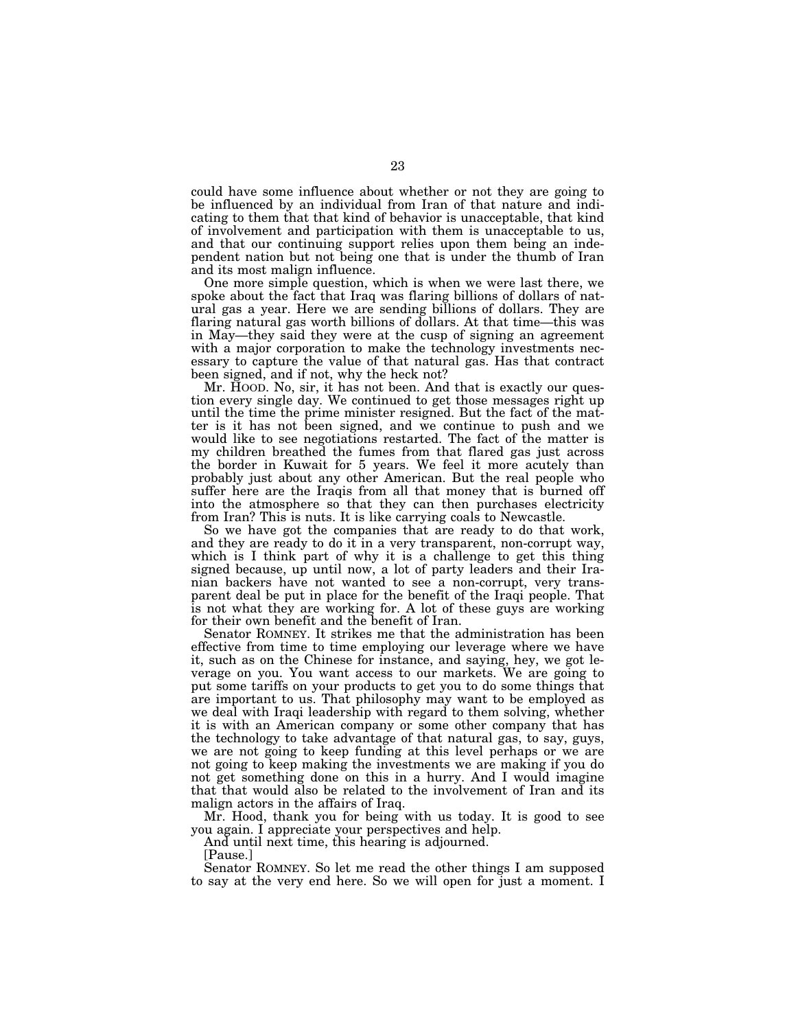could have some influence about whether or not they are going to be influenced by an individual from Iran of that nature and indicating to them that that kind of behavior is unacceptable, that kind of involvement and participation with them is unacceptable to us, and that our continuing support relies upon them being an independent nation but not being one that is under the thumb of Iran and its most malign influence.

One more simple question, which is when we were last there, we spoke about the fact that Iraq was flaring billions of dollars of natural gas a year. Here we are sending billions of dollars. They are flaring natural gas worth billions of dollars. At that time—this was in May—they said they were at the cusp of signing an agreement with a major corporation to make the technology investments necessary to capture the value of that natural gas. Has that contract been signed, and if not, why the heck not?

Mr. HOOD. No, sir, it has not been. And that is exactly our question every single day. We continued to get those messages right up until the time the prime minister resigned. But the fact of the matter is it has not been signed, and we continue to push and we would like to see negotiations restarted. The fact of the matter is my children breathed the fumes from that flared gas just across the border in Kuwait for 5 years. We feel it more acutely than probably just about any other American. But the real people who suffer here are the Iraqis from all that money that is burned off into the atmosphere so that they can then purchases electricity from Iran? This is nuts. It is like carrying coals to Newcastle.

So we have got the companies that are ready to do that work, and they are ready to do it in a very transparent, non-corrupt way, which is I think part of why it is a challenge to get this thing signed because, up until now, a lot of party leaders and their Iranian backers have not wanted to see a non-corrupt, very transparent deal be put in place for the benefit of the Iraqi people. That is not what they are working for. A lot of these guys are working for their own benefit and the benefit of Iran.

Senator ROMNEY. It strikes me that the administration has been effective from time to time employing our leverage where we have it, such as on the Chinese for instance, and saying, hey, we got leverage on you. You want access to our markets. We are going to put some tariffs on your products to get you to do some things that are important to us. That philosophy may want to be employed as we deal with Iraqi leadership with regard to them solving, whether it is with an American company or some other company that has the technology to take advantage of that natural gas, to say, guys, we are not going to keep funding at this level perhaps or we are not going to keep making the investments we are making if you do not get something done on this in a hurry. And I would imagine that that would also be related to the involvement of Iran and its malign actors in the affairs of Iraq.

Mr. Hood, thank you for being with us today. It is good to see you again. I appreciate your perspectives and help.

And until next time, this hearing is adjourned.

[Pause.]

Senator ROMNEY. So let me read the other things I am supposed to say at the very end here. So we will open for just a moment. I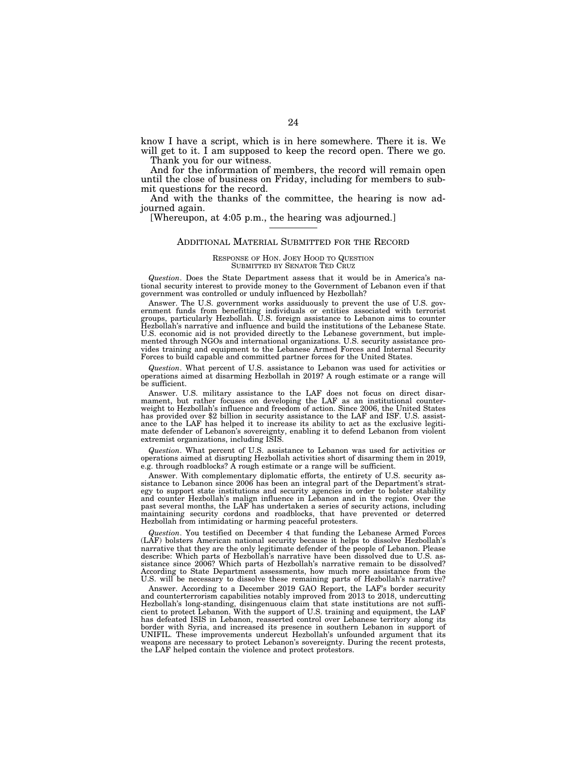know I have a script, which is in here somewhere. There it is. We will get to it. I am supposed to keep the record open. There we go.

Thank you for our witness.

And for the information of members, the record will remain open until the close of business on Friday, including for members to submit questions for the record.

And with the thanks of the committee, the hearing is now adjourned again.

[Whereupon, at 4:05 p.m., the hearing was adjourned.]

---

## Additional Material Submitted for the Record

### Response of Hon. Joey Hood to Question Submitted by Senator Ted Cruz

*Question*. Does the State Department assess that it would be in America's national security interest to provide money to the Government of Lebanon even if that government was controlled or unduly influenced by Hezbollah?

Answer. The U.S. government works assiduously to prevent the use of U.S. government funds from benefitting individuals or entities associated with terrorist groups, particularly Hezbollah. U.S. foreign assistance to Lebanon aims to counter Hezbollah's narrative and influence and build the institutions of the Lebanese State. U.S. economic aid is not provided directly to the Lebanese government, but implemented through NGOs and international organizations. U.S. security assistance provides training and equipment to the Lebanese Armed Forces and Internal Security Forces to build capable and committed partner forces for the United States.

*Question*. What percent of U.S. assistance to Lebanon was used for activities or operations aimed at disarming Hezbollah in 2019? A rough estimate or a range will be sufficient.

Answer. U.S. military assistance to the LAF does not focus on direct disarmament, but rather focuses on developing the LAF as an institutional counterweight to Hezbollah's influence and freedom of action. Since 2006, the United States has provided over $2 billion in security assistance to the LAF and ISF. U.S. assistance to the LAF has helped it to increase its ability to act as the exclusive legitimate defender of Lebanon's sovereignty, enabling it to defend Lebanon from violent extremist organizations, including ISIS.

*Question*. What percent of U.S. assistance to Lebanon was used for activities or operations aimed at disrupting Hezbollah activities short of disarming them in 2019, e.g. through roadblocks? A rough estimate or a range will be sufficient.

Answer. With complementary diplomatic efforts, the entirety of U.S. security assistance to Lebanon since 2006 has been an integral part of the Department's strategy to support state institutions and security agencies in order to bolster stability and counter Hezbollah's malign influence in Lebanon and in the region. Over the past several months, the LAF has undertaken a series of security actions, including maintaining security cordons and roadblocks, that have prevented or deterred Hezbollah from intimidating or harming peaceful protesters.

*Question*. You testified on December 4 that funding the Lebanese Armed Forces (LAF) bolsters American national security because it helps to dissolve Hezbollah's narrative that they are the only legitimate defender of the people of Lebanon. Please describe: Which parts of Hezbollah's narrative have been dissolved due to U.S. assistance since 2006? Which parts of Hezbollah's narrative remain to be dissolved? According to State Department assessments, how much more assistance from the U.S. will be necessary to dissolve these remaining parts of Hezbollah's narrative?

Answer. According to a December 2019 GAO Report, the LAF's border security and counterterrorism capabilities notably improved from 2013 to 2018, undercutting Hezbollah's long-standing, disingenuous claim that state institutions are not sufficient to protect Lebanon. With the support of U.S. training and equipment, the LAF has defeated ISIS in Lebanon, reasserted control over Lebanese territory along its border with Syria, and increased its presence in southern Lebanon in support of UNIFIL. These improvements undercut Hezbollah's unfounded argument that its weapons are necessary to protect Lebanon's sovereignty. During the recent protests, the LAF helped contain the violence and protect protestors.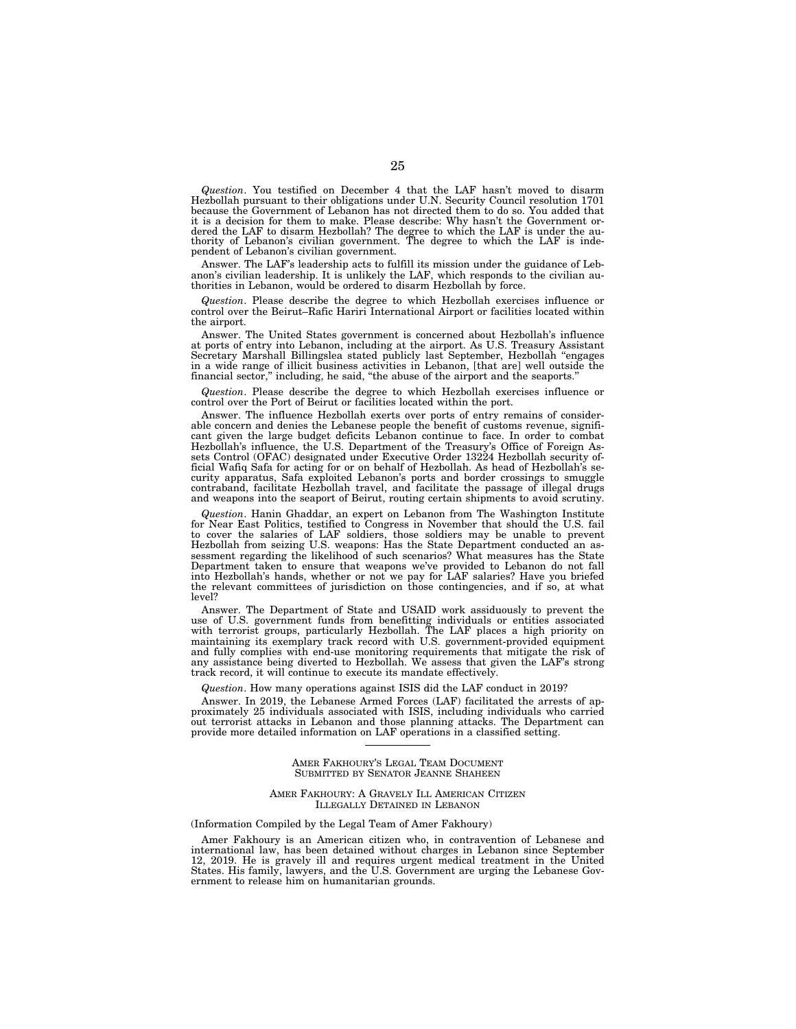*Question*. You testified on December 4 that the LAF hasn't moved to disarm Hezbollah pursuant to their obligations under U.N. Security Council resolution 1701 because the Government of Lebanon has not directed them to do so. You added that it is a decision for them to make. Please describe: Why hasn't the Government ordered the LAF to disarm Hezbollah? The degree to which the LAF is under the authority of Lebanon's civilian government. The degree to which the LAF is independent of Lebanon's civilian government.

Answer. The LAF's leadership acts to fulfill its mission under the guidance of Lebanon's civilian leadership. It is unlikely the LAF, which responds to the civilian authorities in Lebanon, would be ordered to disarm Hezbollah by force.

*Question*. Please describe the degree to which Hezbollah exercises influence or control over the Beirut–Rafic Hariri International Airport or facilities located within the airport.

Answer. The United States government is concerned about Hezbollah's influence at ports of entry into Lebanon, including at the airport. As U.S. Treasury Assistant Secretary Marshall Billingslea stated publicly last September, Hezbollah "engages in a wide range of illicit business activities in Lebanon, [that are] well outside the financial sector," including, he said, "the abuse of the airport and the seaports."

*Question*. Please describe the degree to which Hezbollah exercises influence or control over the Port of Beirut or facilities located within the port.

Answer. The influence Hezbollah exerts over ports of entry remains of considerable concern and denies the Lebanese people the benefit of customs revenue, significant given the large budget deficits Lebanon continue to face. In order to combat Hezbollah's influence, the U.S. Department of the Treasury's Office of Foreign Assets Control (OFAC) designated under Executive Order 13224 Hezbollah security official Wafiq Safa for acting for or on behalf of Hezbollah. As head of Hezbollah's security apparatus, Safa exploited Lebanon's ports and border crossings to smuggle contraband, facilitate Hezbollah travel, and facilitate the passage of illegal drugs and weapons into the seaport of Beirut, routing certain shipments to avoid scrutiny.

*Question*. Hanin Ghaddar, an expert on Lebanon from The Washington Institute for Near East Politics, testified to Congress in November that should the U.S. fail to cover the salaries of LAF soldiers, those soldiers may be unable to prevent Hezbollah from seizing U.S. weapons: Has the State Department conducted an assessment regarding the likelihood of such scenarios? What measures has the State Department taken to ensure that weapons we've provided to Lebanon do not fall into Hezbollah's hands, whether or not we pay for LAF salaries? Have you briefed the relevant committees of jurisdiction on those contingencies, and if so, at what level?

Answer. The Department of State and USAID work assiduously to prevent the use of U.S. government funds from benefitting individuals or entities associated with terrorist groups, particularly Hezbollah. The LAF places a high priority on maintaining its exemplary track record with U.S. government-provided equipment and fully complies with end-use monitoring requirements that mitigate the risk of any assistance being diverted to Hezbollah. We assess that given the LAF's strong track record, it will continue to execute its mandate effectively.

*Question*. How many operations against ISIS did the LAF conduct in 2019?

Answer. In 2019, the Lebanese Armed Forces (LAF) facilitated the arrests of approximately 25 individuals associated with ISIS, including individuals who carried out terrorist attacks in Lebanon and those planning attacks. The Department can provide more detailed information on LAF operations in a classified setting.

---

AMER FAKHOURY'S LEGAL TEAM DOCUMENT
SUBMITTED BY SENATOR JEANNE SHAHEEN

AMER FAKHOURY: A GRAVELY ILL AMERICAN CITIZEN
ILLEGALLY DETAINED IN LEBANON

(Information Compiled by the Legal Team of Amer Fakhoury)

Amer Fakhoury is an American citizen who, in contravention of Lebanese and international law, has been detained without charges in Lebanon since September 12, 2019. He is gravely ill and requires urgent medical treatment in the United States. His family, lawyers, and the U.S. Government are urging the Lebanese Government to release him on humanitarian grounds.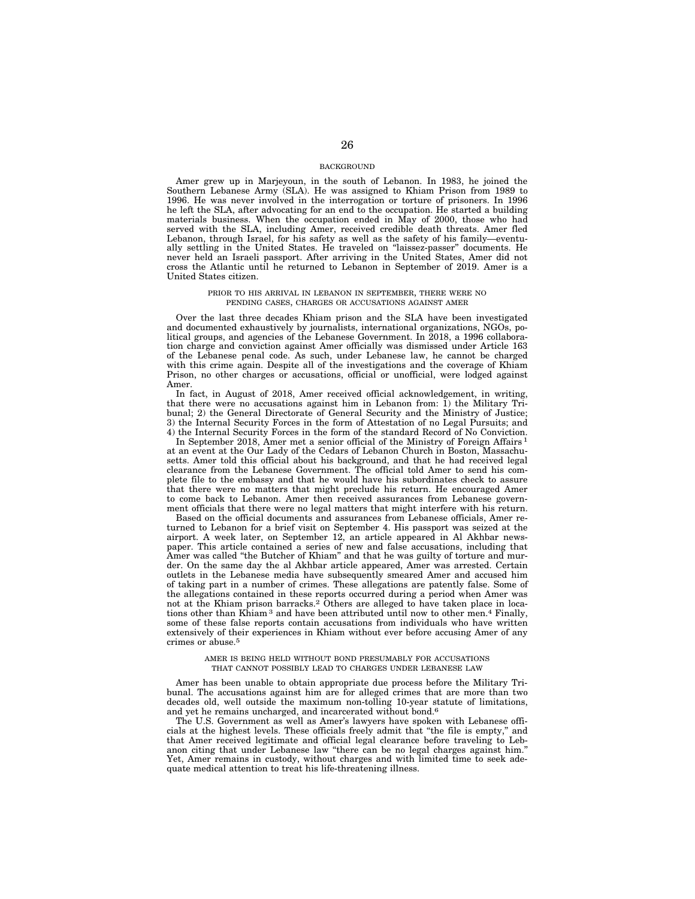## BACKGROUND

Amer grew up in Marjeyoun, in the south of Lebanon. In 1983, he joined the Southern Lebanese Army (SLA). He was assigned to Khiam Prison from 1989 to 1996. He was never involved in the interrogation or torture of prisoners. In 1996 he left the SLA, after advocating for an end to the occupation. He started a building materials business. When the occupation ended in May of 2000, those who had served with the SLA, including Amer, received credible death threats. Amer fled Lebanon, through Israel, for his safety as well as the safety of his family—eventually settling in the United States. He traveled on "laissez-passer" documents. He never held an Israeli passport. After arriving in the United States, Amer did not cross the Atlantic until he returned to Lebanon in September of 2019. Amer is a United States citizen.

### PRIOR TO HIS ARRIVAL IN LEBANON IN SEPTEMBER, THERE WERE NO PENDING CASES, CHARGES OR ACCUSATIONS AGAINST AMER

Over the last three decades Khiam prison and the SLA have been investigated and documented exhaustively by journalists, international organizations, NGOs, political groups, and agencies of the Lebanese Government. In 2018, a 1996 collaboration charge and conviction against Amer officially was dismissed under Article 163 of the Lebanese penal code. As such, under Lebanese law, he cannot be charged with this crime again. Despite all of the investigations and the coverage of Khiam Prison, no other charges or accusations, official or unofficial, were lodged against Amer.

In fact, in August of 2018, Amer received official acknowledgement, in writing, that there were no accusations against him in Lebanon from: 1) the Military Tribunal; 2) the General Directorate of General Security and the Ministry of Justice; 3) the Internal Security Forces in the form of Attestation of no Legal Pursuits; and 4) the Internal Security Forces in the form of the standard Record of No Conviction.

In September 2018, Amer met a senior official of the Ministry of Foreign Affairs [1] at an event at the Our Lady of the Cedars of Lebanon Church in Boston, Massachusetts. Amer told this official about his background, and that he had received legal clearance from the Lebanese Government. The official told Amer to send his complete file to the embassy and that he would have his subordinates check to assure that there were no matters that might preclude his return. He encouraged Amer to come back to Lebanon. Amer then received assurances from Lebanese government officials that there were no legal matters that might interfere with his return.

Based on the official documents and assurances from Lebanese officials, Amer returned to Lebanon for a brief visit on September 4. His passport was seized at the airport. A week later, on September 12, an article appeared in Al Akhbar newspaper. This article contained a series of new and false accusations, including that Amer was called "the Butcher of Khiam" and that he was guilty of torture and murder. On the same day the al Akhbar article appeared, Amer was arrested. Certain outlets in the Lebanese media have subsequently smeared Amer and accused him of taking part in a number of crimes. These allegations are patently false. Some of the allegations contained in these reports occurred during a period when Amer was not at the Khiam prison barracks.[2] Others are alleged to have taken place in locations other than Khiam [3] and have been attributed until now to other men.[4] Finally, some of these false reports contain accusations from individuals who have written extensively of their experiences in Khiam without ever before accusing Amer of any crimes or abuse.[5]

### AMER IS BEING HELD WITHOUT BOND PRESUMABLY FOR ACCUSATIONS THAT CANNOT POSSIBLY LEAD TO CHARGES UNDER LEBANESE LAW

Amer has been unable to obtain appropriate due process before the Military Tribunal. The accusations against him are for alleged crimes that are more than two decades old, well outside the maximum non-tolling 10-year statute of limitations, and yet he remains uncharged, and incarcerated without bond.[6]

The U.S. Government as well as Amer's lawyers have spoken with Lebanese officials at the highest levels. These officials freely admit that "the file is empty," and that Amer received legitimate and official legal clearance before traveling to Lebanon citing that under Lebanese law "there can be no legal charges against him." Yet, Amer remains in custody, without charges and with limited time to seek adequate medical attention to treat his life-threatening illness.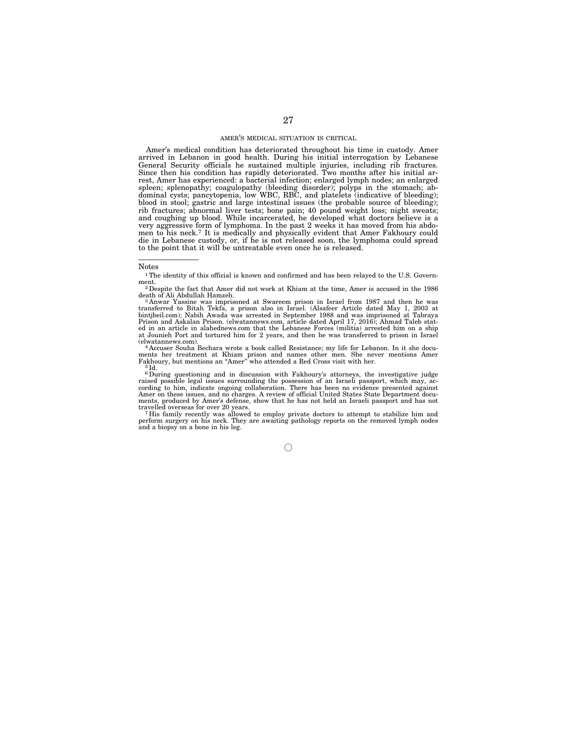## AMER'S MEDICAL SITUATION IS CRITICAL

Amer's medical condition has deteriorated throughout his time in custody. Amer arrived in Lebanon in good health. During his initial interrogation by Lebanese General Security officials he sustained multiple injuries, including rib fractures. Since then his condition has rapidly deteriorated. Two months after his initial arrest, Amer has experienced: a bacterial infection; enlarged lymph nodes; an enlarged spleen; splenopathy; coagulopathy (bleeding disorder); polyps in the stomach; abdominal cysts; pancytopenia, low WBC, RBC, and platelets (indicative of bleeding); blood in stool; gastric and large intestinal issues (the probable source of bleeding); rib fractures; abnormal liver tests; bone pain; 40 pound weight loss; night sweats; and coughing up blood. While incarcerated, he developed what doctors believe is a very aggressive form of lymphoma. In the past 2 weeks it has moved from his abdomen to his neck.[7] It is medically and physically evident that Amer Fakhoury could die in Lebanese custody, or, if he is not released soon, the lymphoma could spread to the point that it will be untreatable even once he is released.

---

Notes

[1] The identity of this official is known and confirmed and has been relayed to the U.S. Government.

[2] Despite the fact that Amer did not work at Khiam at the time, Amer is accused in the 1986 death of Ali Abdullah Hamzeh.

[3] Anwar Yassine was imprisoned at Swareem prison in Israel from 1987 and then he was transferred to Bitah Tekfa, a prison also in Israel. (Alsafeer Article dated May 1, 2003 at bintjbeil.com); Nabih Awada was arrested in September 1988 and was imprisoned at Tabraya Prison and Askalan Prison. (elwatannews.com, article dated April 17, 2016); Ahmad Taleb stated in an article in alahednews.com that the Lebanese Forces (militia) arrested him on a ship at Jounieh Port and tortured him for 2 years, and then he was transferred to prison in Israel (elwatannews.com).

[4] Accuser Souha Bechara wrote a book called Resistance; my life for Lebanon. In it she documents her treatment at Khiam prison and names other men. She never mentions Amer Fakhoury, but mentions an "Amer" who attended a Red Cross visit with her.

[5] Id.

[6] During questioning and in discussion with Fakhoury's attorneys, the investigative judge raised possible legal issues surrounding the possession of an Israeli passport, which may, according to him, indicate ongoing collaboration. There has been no evidence presented against Amer on these issues, and no charges. A review of official United States State Department documents, produced by Amer's defense, show that he has not held an Israeli passport and has not travelled overseas for over 20 years.

[7] His family recently was allowed to employ private doctors to attempt to stabilize him and perform surgery on his neck. They are awaiting pathology reports on the removed lymph nodes and a biopsy on a bone in his leg.